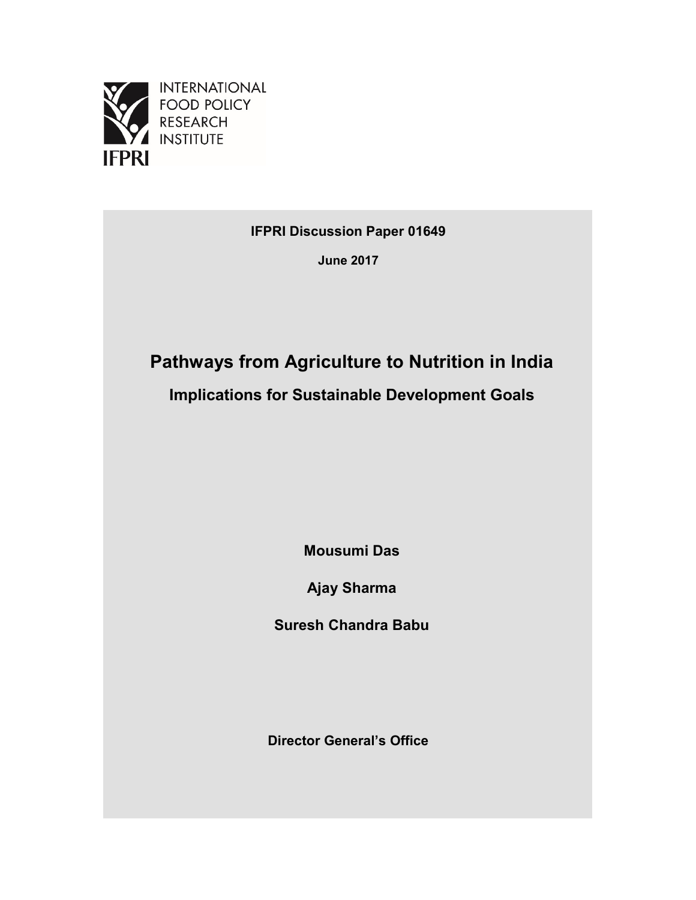INTERNATIONAL FOOD POLICY RESEARCH INSTITUTE

IFPRI

**IFPRI Discussion Paper 01649**

**June 2017**

# Pathways from Agriculture to Nutrition in India

## Implications for Sustainable Development Goals

**Mousumi Das**

**Ajay Sharma**

**Suresh Chandra Babu**

**Director General's Office**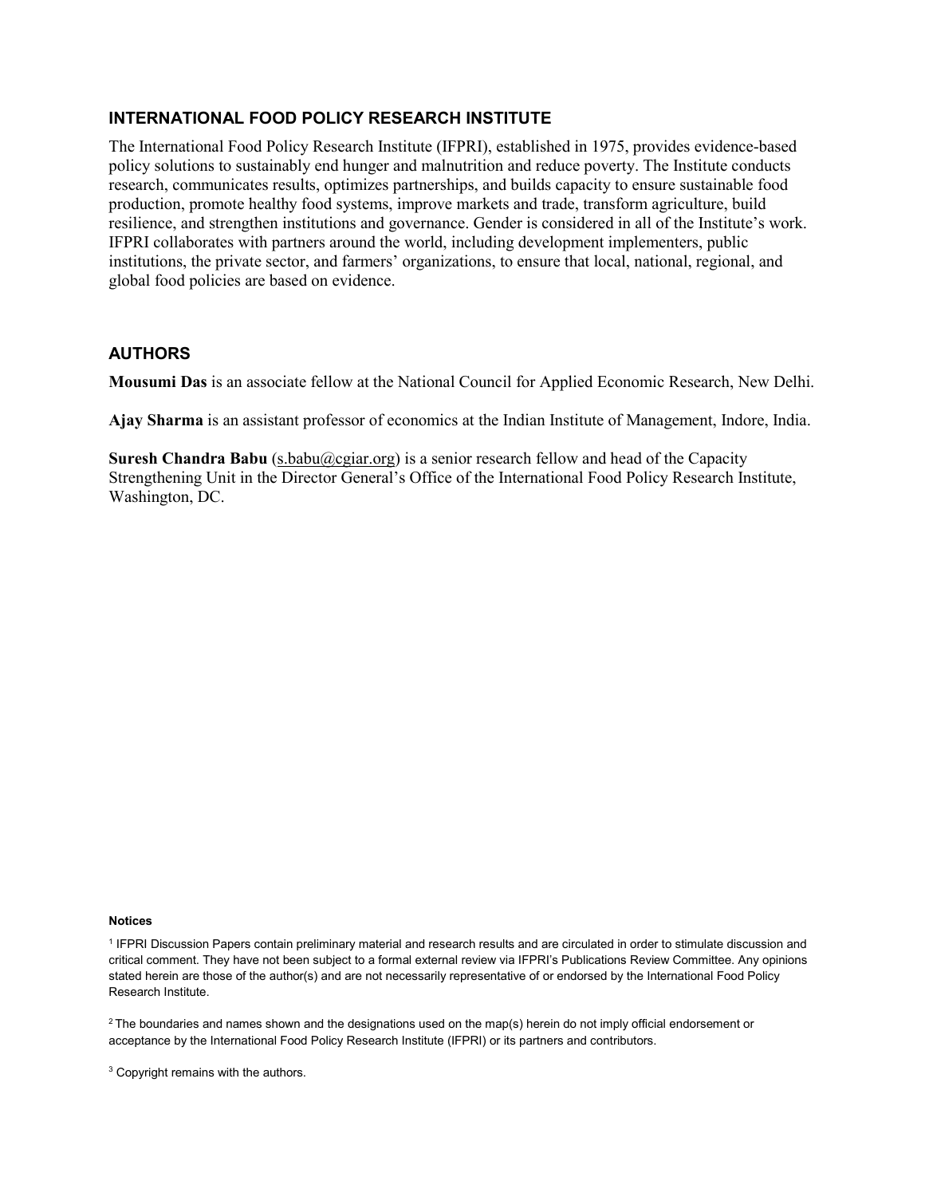## INTERNATIONAL FOOD POLICY RESEARCH INSTITUTE

The International Food Policy Research Institute (IFPRI), established in 1975, provides evidence-based policy solutions to sustainably end hunger and malnutrition and reduce poverty. The Institute conducts research, communicates results, optimizes partnerships, and builds capacity to ensure sustainable food production, promote healthy food systems, improve markets and trade, transform agriculture, build resilience, and strengthen institutions and governance. Gender is considered in all of the Institute's work. IFPRI collaborates with partners around the world, including development implementers, public institutions, the private sector, and farmers' organizations, to ensure that local, national, regional, and global food policies are based on evidence.

## AUTHORS

**Mousumi Das** is an associate fellow at the National Council for Applied Economic Research, New Delhi.

**Ajay Sharma** is an assistant professor of economics at the Indian Institute of Management, Indore, India.

**Suresh Chandra Babu** (s.babu@cgiar.org) is a senior research fellow and head of the Capacity Strengthening Unit in the Director General's Office of the International Food Policy Research Institute, Washington, DC.

#### Notices

[1] IFPRI Discussion Papers contain preliminary material and research results and are circulated in order to stimulate discussion and critical comment. They have not been subject to a formal external review via IFPRI's Publications Review Committee. Any opinions stated herein are those of the author(s) and are not necessarily representative of or endorsed by the International Food Policy Research Institute.

[2] The boundaries and names shown and the designations used on the map(s) herein do not imply official endorsement or acceptance by the International Food Policy Research Institute (IFPRI) or its partners and contributors.

[3] Copyright remains with the authors.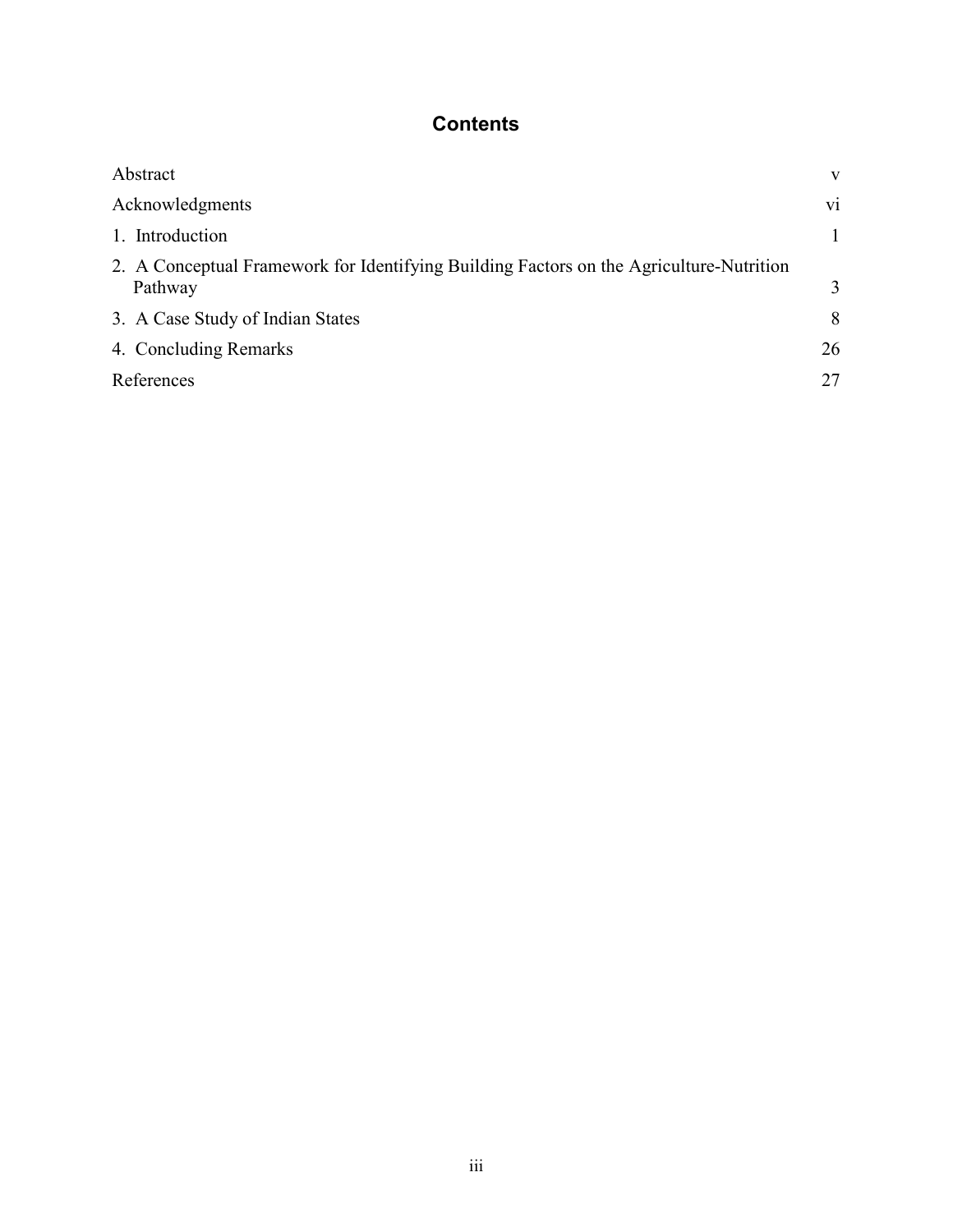# Contents

| | |
|---|---|
| Abstract | v |
| Acknowledgments | vi |
| 1. Introduction | 1 |
| 2. A Conceptual Framework for Identifying Building Factors on the Agriculture-Nutrition Pathway | 3 |
| 3. A Case Study of Indian States | 8 |
| 4. Concluding Remarks | 26 |
| References | 27 |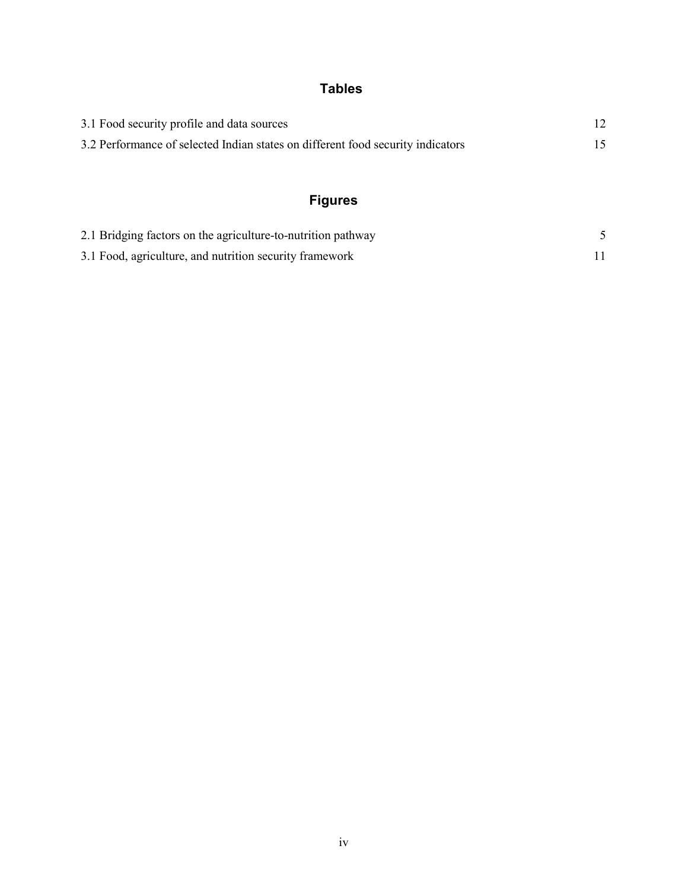## Tables

3.1 Food security profile and data sources 12

3.2 Performance of selected Indian states on different food security indicators 15

## Figures

2.1 Bridging factors on the agriculture-to-nutrition pathway 5

3.1 Food, agriculture, and nutrition security framework 11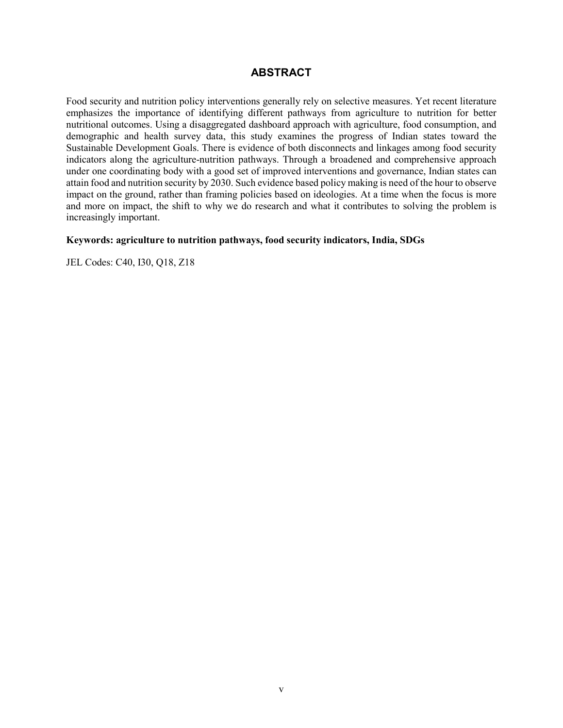# ABSTRACT

Food security and nutrition policy interventions generally rely on selective measures. Yet recent literature emphasizes the importance of identifying different pathways from agriculture to nutrition for better nutritional outcomes. Using a disaggregated dashboard approach with agriculture, food consumption, and demographic and health survey data, this study examines the progress of Indian states toward the Sustainable Development Goals. There is evidence of both disconnects and linkages among food security indicators along the agriculture-nutrition pathways. Through a broadened and comprehensive approach under one coordinating body with a good set of improved interventions and governance, Indian states can attain food and nutrition security by 2030. Such evidence based policy making is need of the hour to observe impact on the ground, rather than framing policies based on ideologies. At a time when the focus is more and more on impact, the shift to why we do research and what it contributes to solving the problem is increasingly important.

**Keywords: agriculture to nutrition pathways, food security indicators, India, SDGs**

JEL Codes: C40, I30, Q18, Z18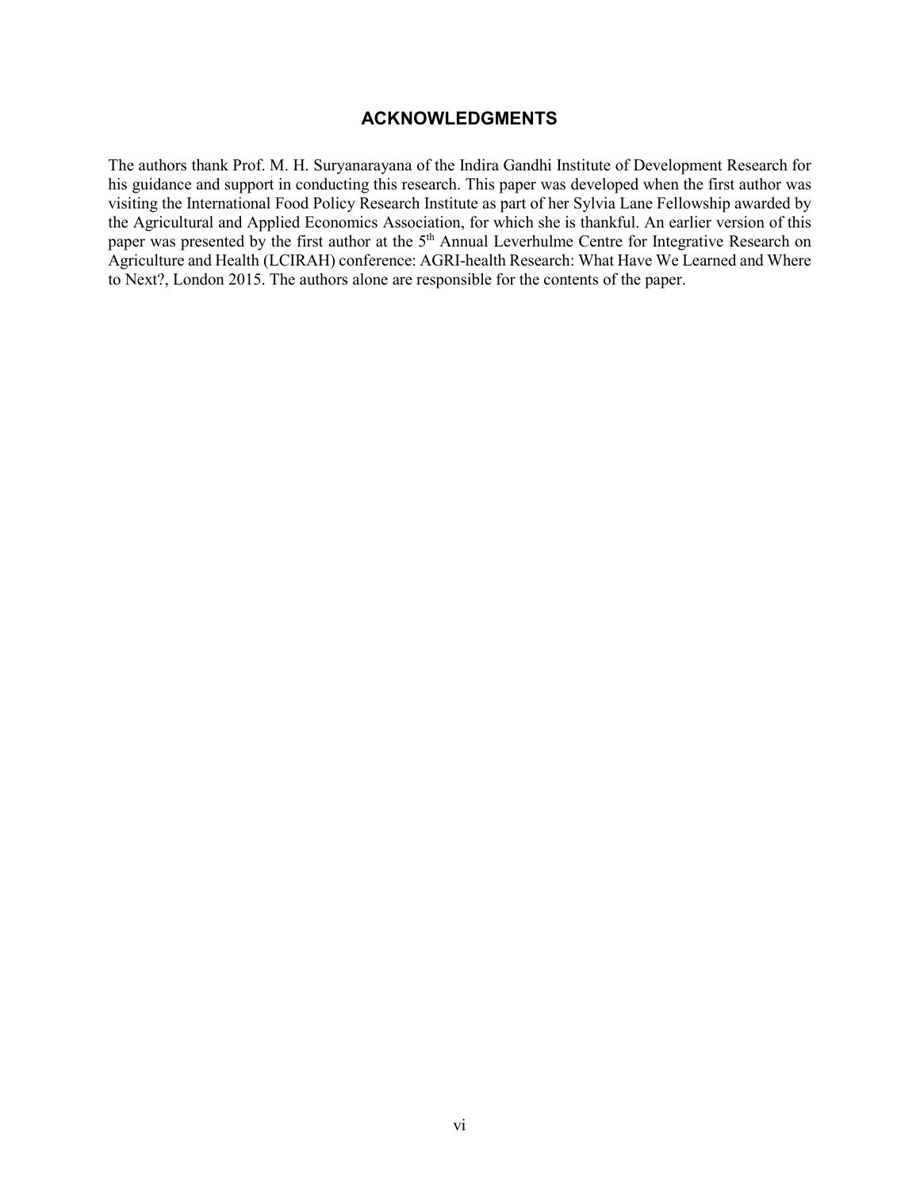## ACKNOWLEDGMENTS

The authors thank Prof. M. H. Suryanarayana of the Indira Gandhi Institute of Development Research for his guidance and support in conducting this research. This paper was developed when the first author was visiting the International Food Policy Research Institute as part of her Sylvia Lane Fellowship awarded by the Agricultural and Applied Economics Association, for which she is thankful. An earlier version of this paper was presented by the first author at the 5th Annual Leverhulme Centre for Integrative Research on Agriculture and Health (LCIRAH) conference: AGRI-health Research: What Have We Learned and Where to Next?, London 2015. The authors alone are responsible for the contents of the paper.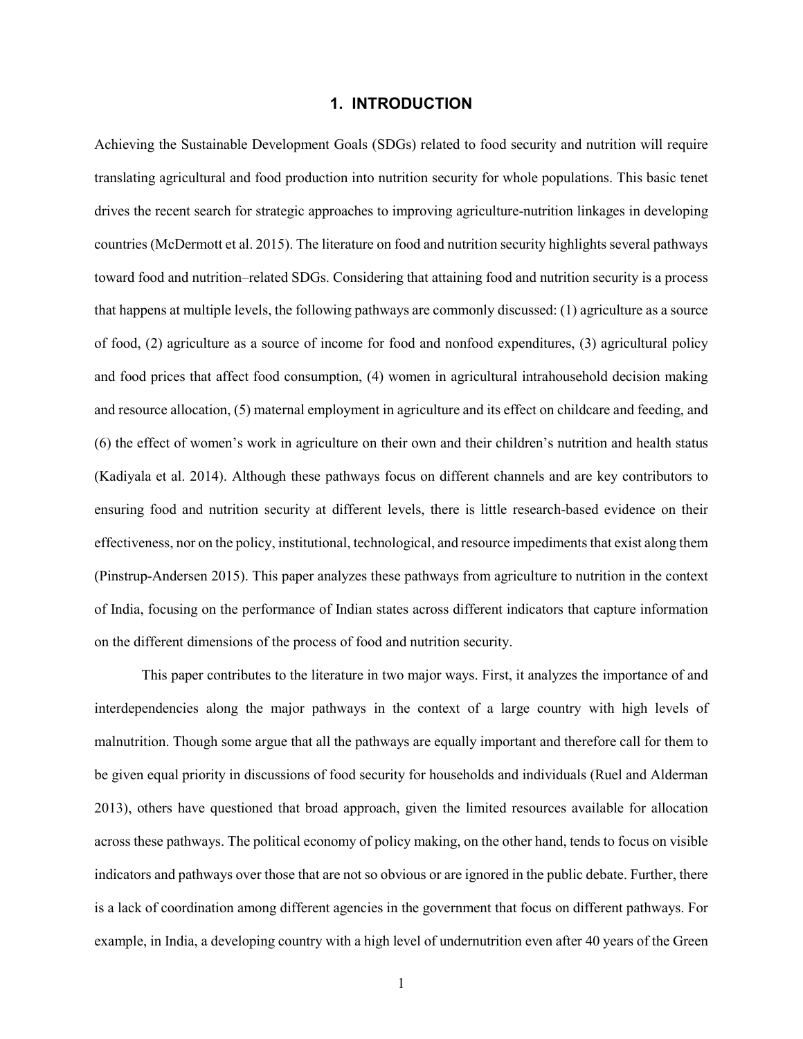# 1. INTRODUCTION

Achieving the Sustainable Development Goals (SDGs) related to food security and nutrition will require translating agricultural and food production into nutrition security for whole populations. This basic tenet drives the recent search for strategic approaches to improving agriculture-nutrition linkages in developing countries (McDermott et al. 2015). The literature on food and nutrition security highlights several pathways toward food and nutrition–related SDGs. Considering that attaining food and nutrition security is a process that happens at multiple levels, the following pathways are commonly discussed: (1) agriculture as a source of food, (2) agriculture as a source of income for food and nonfood expenditures, (3) agricultural policy and food prices that affect food consumption, (4) women in agricultural intrahousehold decision making and resource allocation, (5) maternal employment in agriculture and its effect on childcare and feeding, and (6) the effect of women's work in agriculture on their own and their children's nutrition and health status (Kadiyala et al. 2014). Although these pathways focus on different channels and are key contributors to ensuring food and nutrition security at different levels, there is little research-based evidence on their effectiveness, nor on the policy, institutional, technological, and resource impediments that exist along them (Pinstrup-Andersen 2015). This paper analyzes these pathways from agriculture to nutrition in the context of India, focusing on the performance of Indian states across different indicators that capture information on the different dimensions of the process of food and nutrition security.

This paper contributes to the literature in two major ways. First, it analyzes the importance of and interdependencies along the major pathways in the context of a large country with high levels of malnutrition. Though some argue that all the pathways are equally important and therefore call for them to be given equal priority in discussions of food security for households and individuals (Ruel and Alderman 2013), others have questioned that broad approach, given the limited resources available for allocation across these pathways. The political economy of policy making, on the other hand, tends to focus on visible indicators and pathways over those that are not so obvious or are ignored in the public debate. Further, there is a lack of coordination among different agencies in the government that focus on different pathways. For example, in India, a developing country with a high level of undernutrition even after 40 years of the Green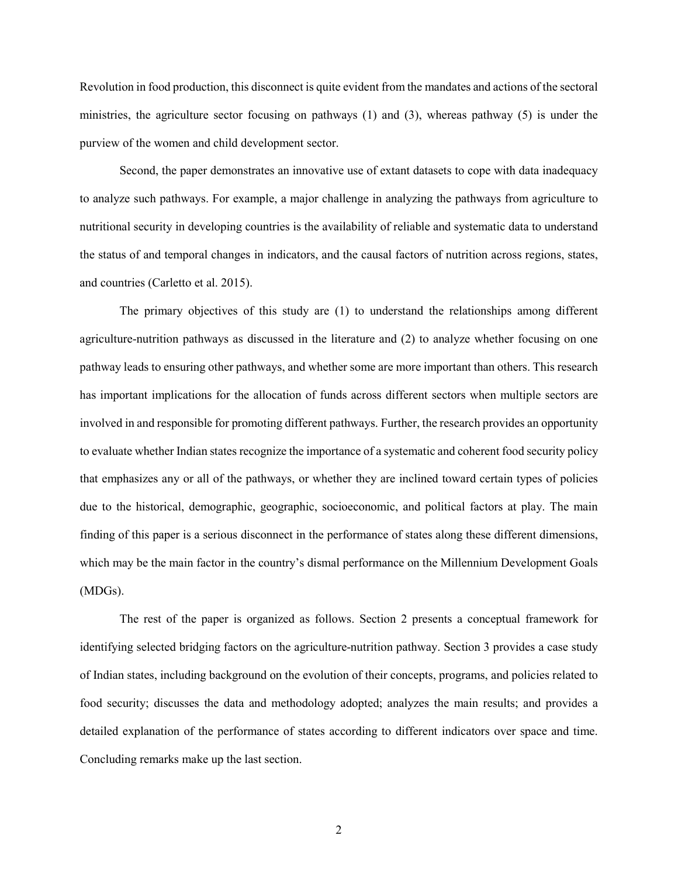Revolution in food production, this disconnect is quite evident from the mandates and actions of the sectoral ministries, the agriculture sector focusing on pathways (1) and (3), whereas pathway (5) is under the purview of the women and child development sector.

Second, the paper demonstrates an innovative use of extant datasets to cope with data inadequacy to analyze such pathways. For example, a major challenge in analyzing the pathways from agriculture to nutritional security in developing countries is the availability of reliable and systematic data to understand the status of and temporal changes in indicators, and the causal factors of nutrition across regions, states, and countries (Carletto et al. 2015).

The primary objectives of this study are (1) to understand the relationships among different agriculture-nutrition pathways as discussed in the literature and (2) to analyze whether focusing on one pathway leads to ensuring other pathways, and whether some are more important than others. This research has important implications for the allocation of funds across different sectors when multiple sectors are involved in and responsible for promoting different pathways. Further, the research provides an opportunity to evaluate whether Indian states recognize the importance of a systematic and coherent food security policy that emphasizes any or all of the pathways, or whether they are inclined toward certain types of policies due to the historical, demographic, geographic, socioeconomic, and political factors at play. The main finding of this paper is a serious disconnect in the performance of states along these different dimensions, which may be the main factor in the country's dismal performance on the Millennium Development Goals (MDGs).

The rest of the paper is organized as follows. Section 2 presents a conceptual framework for identifying selected bridging factors on the agriculture-nutrition pathway. Section 3 provides a case study of Indian states, including background on the evolution of their concepts, programs, and policies related to food security; discusses the data and methodology adopted; analyzes the main results; and provides a detailed explanation of the performance of states according to different indicators over space and time. Concluding remarks make up the last section.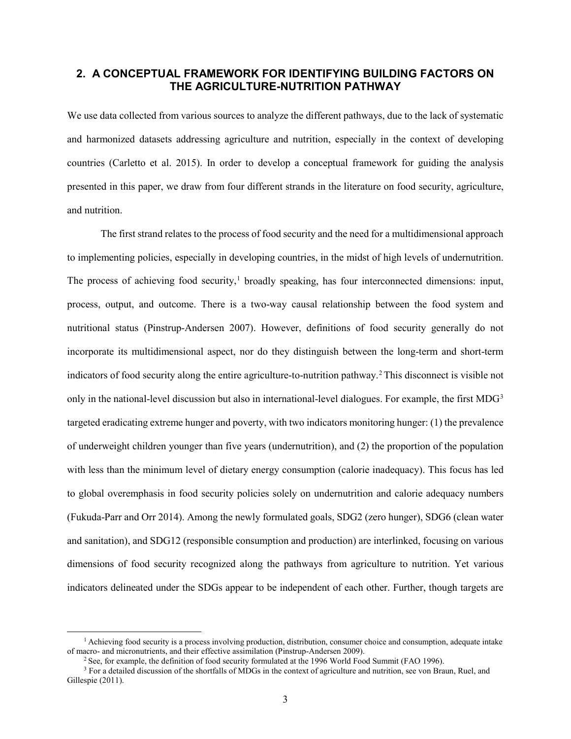## 2. A CONCEPTUAL FRAMEWORK FOR IDENTIFYING BUILDING FACTORS ON THE AGRICULTURE-NUTRITION PATHWAY

We use data collected from various sources to analyze the different pathways, due to the lack of systematic and harmonized datasets addressing agriculture and nutrition, especially in the context of developing countries (Carletto et al. 2015). In order to develop a conceptual framework for guiding the analysis presented in this paper, we draw from four different strands in the literature on food security, agriculture, and nutrition.

The first strand relates to the process of food security and the need for a multidimensional approach to implementing policies, especially in developing countries, in the midst of high levels of undernutrition. The process of achieving food security,[1] broadly speaking, has four interconnected dimensions: input, process, output, and outcome. There is a two-way causal relationship between the food system and nutritional status (Pinstrup-Andersen 2007). However, definitions of food security generally do not incorporate its multidimensional aspect, nor do they distinguish between the long-term and short-term indicators of food security along the entire agriculture-to-nutrition pathway.[2] This disconnect is visible not only in the national-level discussion but also in international-level dialogues. For example, the first MDG[3] targeted eradicating extreme hunger and poverty, with two indicators monitoring hunger: (1) the prevalence of underweight children younger than five years (undernutrition), and (2) the proportion of the population with less than the minimum level of dietary energy consumption (calorie inadequacy). This focus has led to global overemphasis in food security policies solely on undernutrition and calorie adequacy numbers (Fukuda-Parr and Orr 2014). Among the newly formulated goals, SDG2 (zero hunger), SDG6 (clean water and sanitation), and SDG12 (responsible consumption and production) are interlinked, focusing on various dimensions of food security recognized along the pathways from agriculture to nutrition. Yet various indicators delineated under the SDGs appear to be independent of each other. Further, though targets are

[1] Achieving food security is a process involving production, distribution, consumer choice and consumption, adequate intake of macro- and micronutrients, and their effective assimilation (Pinstrup-Andersen 2009).

[2] See, for example, the definition of food security formulated at the 1996 World Food Summit (FAO 1996).

[3] For a detailed discussion of the shortfalls of MDGs in the context of agriculture and nutrition, see von Braun, Ruel, and Gillespie (2011).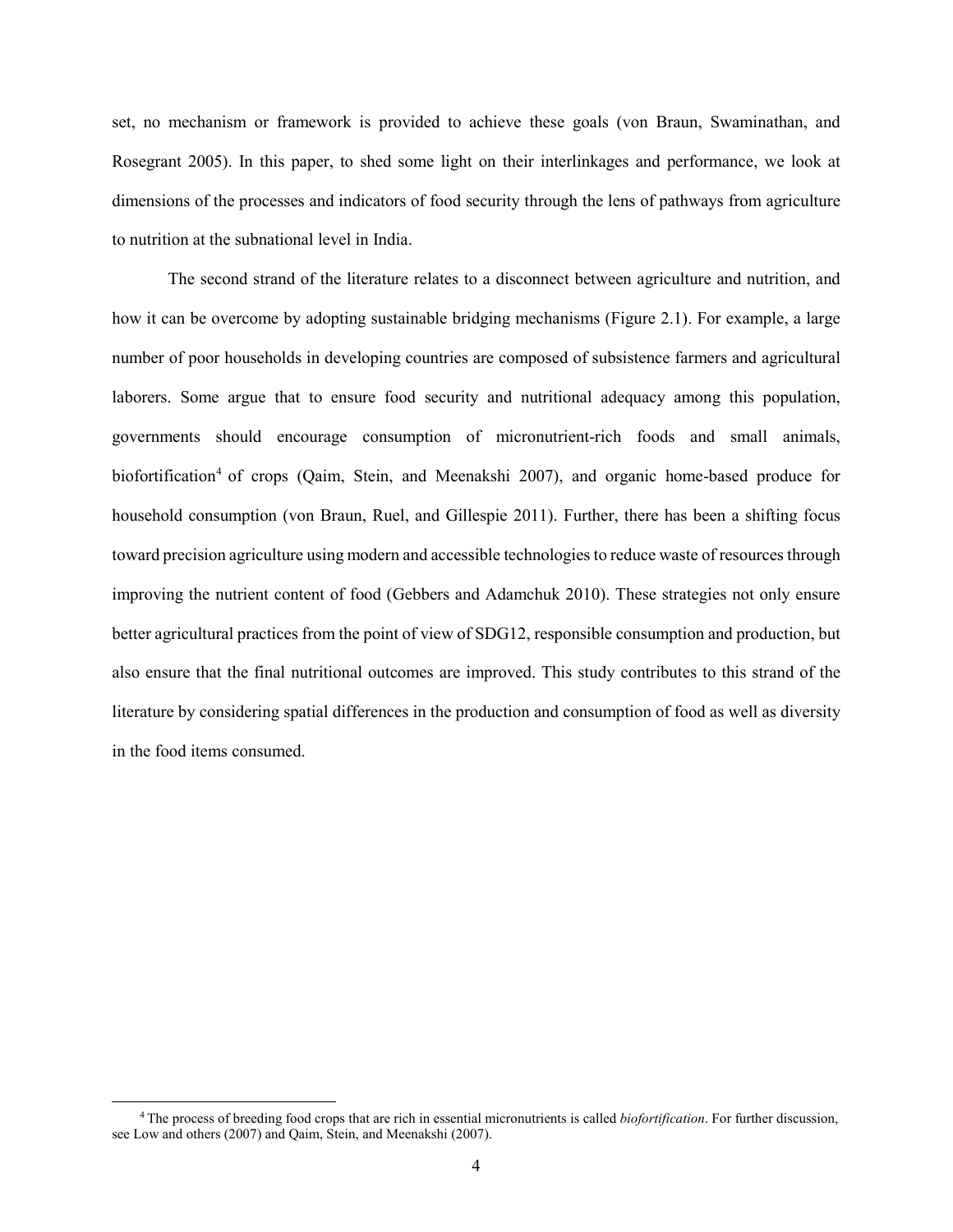set, no mechanism or framework is provided to achieve these goals (von Braun, Swaminathan, and Rosegrant 2005). In this paper, to shed some light on their interlinkages and performance, we look at dimensions of the processes and indicators of food security through the lens of pathways from agriculture to nutrition at the subnational level in India.

The second strand of the literature relates to a disconnect between agriculture and nutrition, and how it can be overcome by adopting sustainable bridging mechanisms (Figure 2.1). For example, a large number of poor households in developing countries are composed of subsistence farmers and agricultural laborers. Some argue that to ensure food security and nutritional adequacy among this population, governments should encourage consumption of micronutrient-rich foods and small animals, biofortification[4] of crops (Qaim, Stein, and Meenakshi 2007), and organic home-based produce for household consumption (von Braun, Ruel, and Gillespie 2011). Further, there has been a shifting focus toward precision agriculture using modern and accessible technologies to reduce waste of resources through improving the nutrient content of food (Gebbers and Adamchuk 2010). These strategies not only ensure better agricultural practices from the point of view of SDG12, responsible consumption and production, but also ensure that the final nutritional outcomes are improved. This study contributes to this strand of the literature by considering spatial differences in the production and consumption of food as well as diversity in the food items consumed.

[4] The process of breeding food crops that are rich in essential micronutrients is called *biofortification*. For further discussion, see Low and others (2007) and Qaim, Stein, and Meenakshi (2007).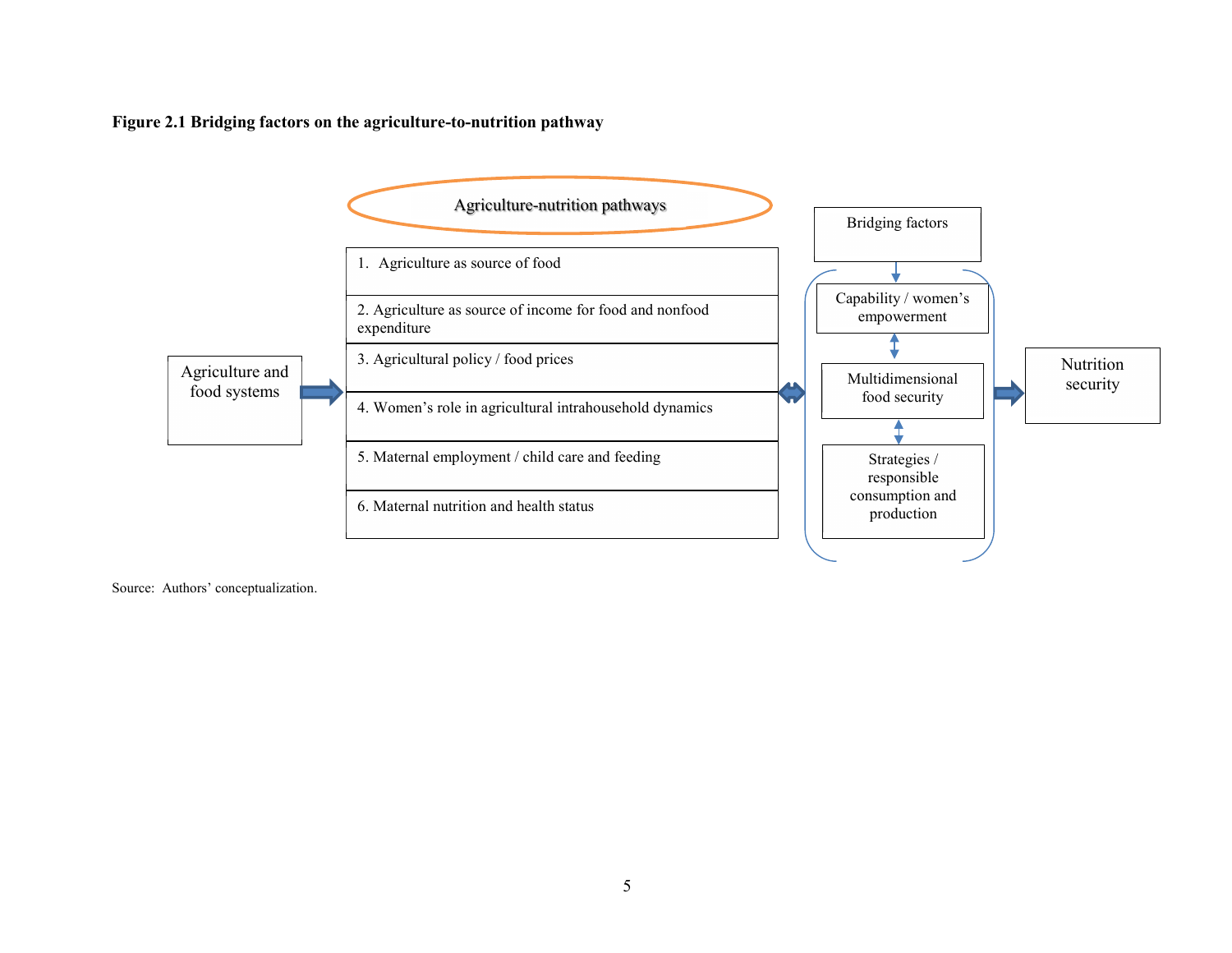**Figure 2.1 Bridging factors on the agriculture-to-nutrition pathway**

Agriculture and food systems

Agriculture-nutrition pathways

1. Agriculture as source of food
2. Agriculture as source of income for food and nonfood expenditure
3. Agricultural policy / food prices
4. Women's role in agricultural intrahousehold dynamics
5. Maternal employment / child care and feeding
6. Maternal nutrition and health status

Bridging factors

- Capability / women's empowerment
- Multidimensional food security
- Strategies / responsible consumption and production

Nutrition security

Source: Authors' conceptualization.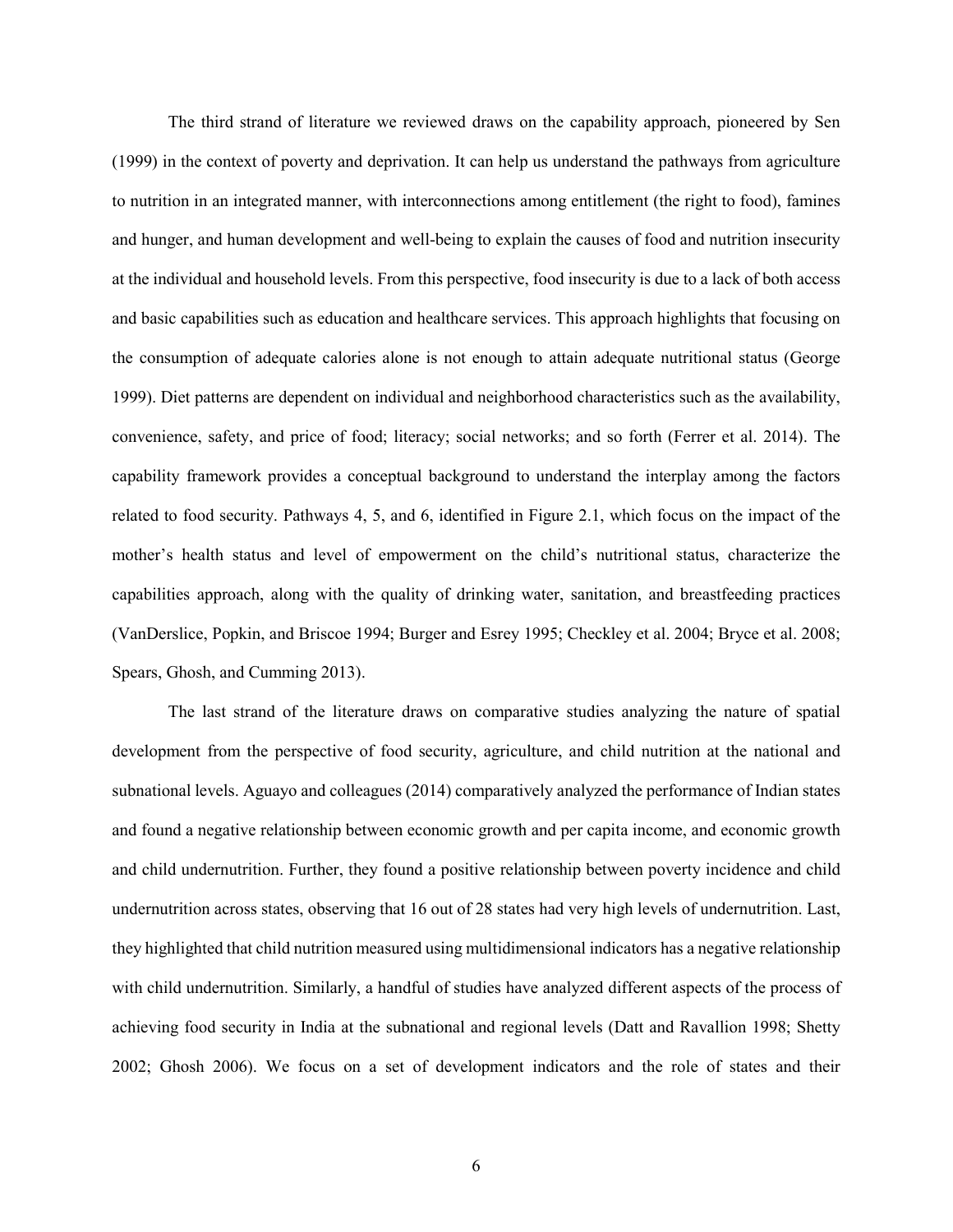The third strand of literature we reviewed draws on the capability approach, pioneered by Sen (1999) in the context of poverty and deprivation. It can help us understand the pathways from agriculture to nutrition in an integrated manner, with interconnections among entitlement (the right to food), famines and hunger, and human development and well-being to explain the causes of food and nutrition insecurity at the individual and household levels. From this perspective, food insecurity is due to a lack of both access and basic capabilities such as education and healthcare services. This approach highlights that focusing on the consumption of adequate calories alone is not enough to attain adequate nutritional status (George 1999). Diet patterns are dependent on individual and neighborhood characteristics such as the availability, convenience, safety, and price of food; literacy; social networks; and so forth (Ferrer et al. 2014). The capability framework provides a conceptual background to understand the interplay among the factors related to food security. Pathways 4, 5, and 6, identified in Figure 2.1, which focus on the impact of the mother's health status and level of empowerment on the child's nutritional status, characterize the capabilities approach, along with the quality of drinking water, sanitation, and breastfeeding practices (VanDerslice, Popkin, and Briscoe 1994; Burger and Esrey 1995; Checkley et al. 2004; Bryce et al. 2008; Spears, Ghosh, and Cumming 2013).

The last strand of the literature draws on comparative studies analyzing the nature of spatial development from the perspective of food security, agriculture, and child nutrition at the national and subnational levels. Aguayo and colleagues (2014) comparatively analyzed the performance of Indian states and found a negative relationship between economic growth and per capita income, and economic growth and child undernutrition. Further, they found a positive relationship between poverty incidence and child undernutrition across states, observing that 16 out of 28 states had very high levels of undernutrition. Last, they highlighted that child nutrition measured using multidimensional indicators has a negative relationship with child undernutrition. Similarly, a handful of studies have analyzed different aspects of the process of achieving food security in India at the subnational and regional levels (Datt and Ravallion 1998; Shetty 2002; Ghosh 2006). We focus on a set of development indicators and the role of states and their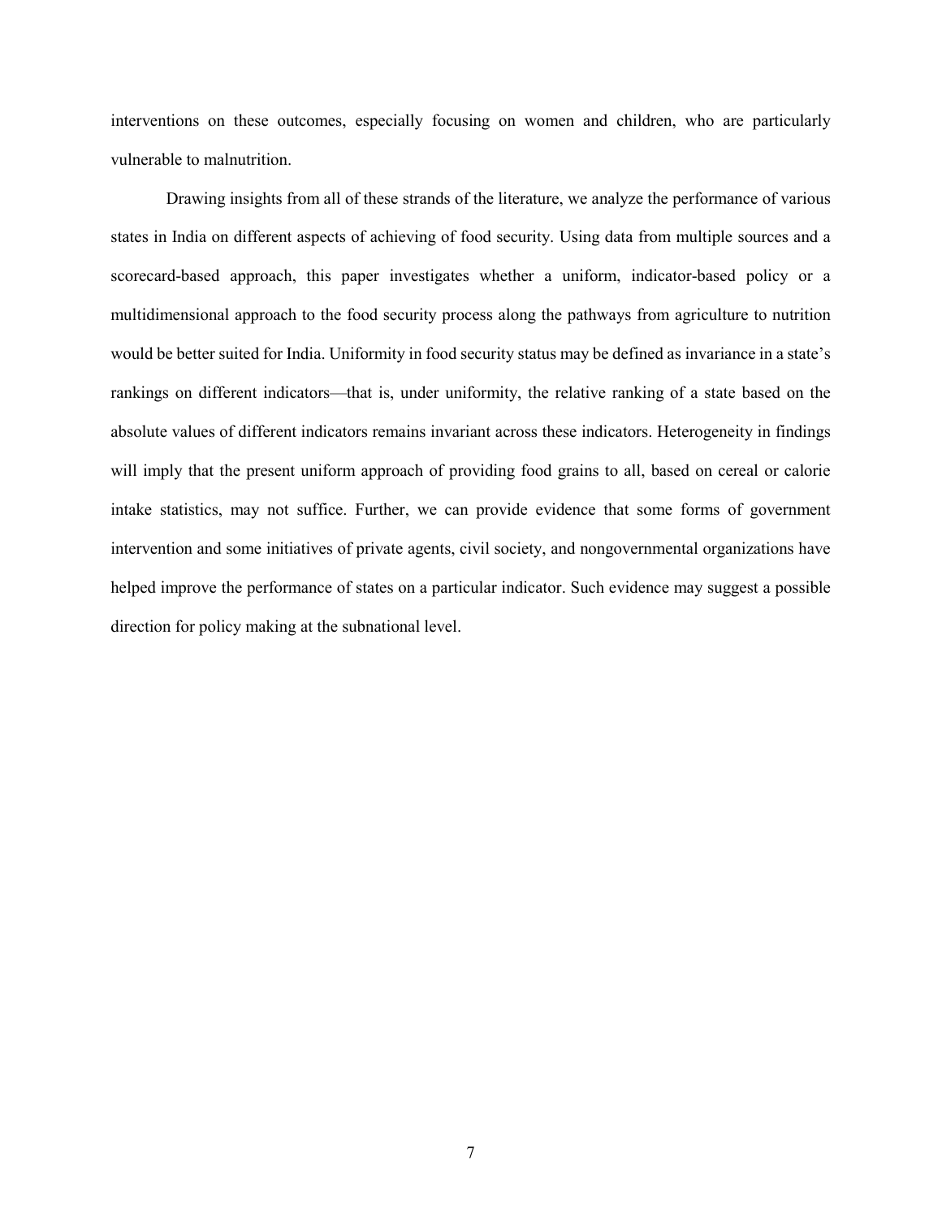interventions on these outcomes, especially focusing on women and children, who are particularly vulnerable to malnutrition.

Drawing insights from all of these strands of the literature, we analyze the performance of various states in India on different aspects of achieving of food security. Using data from multiple sources and a scorecard-based approach, this paper investigates whether a uniform, indicator-based policy or a multidimensional approach to the food security process along the pathways from agriculture to nutrition would be better suited for India. Uniformity in food security status may be defined as invariance in a state's rankings on different indicators—that is, under uniformity, the relative ranking of a state based on the absolute values of different indicators remains invariant across these indicators. Heterogeneity in findings will imply that the present uniform approach of providing food grains to all, based on cereal or calorie intake statistics, may not suffice. Further, we can provide evidence that some forms of government intervention and some initiatives of private agents, civil society, and nongovernmental organizations have helped improve the performance of states on a particular indicator. Such evidence may suggest a possible direction for policy making at the subnational level.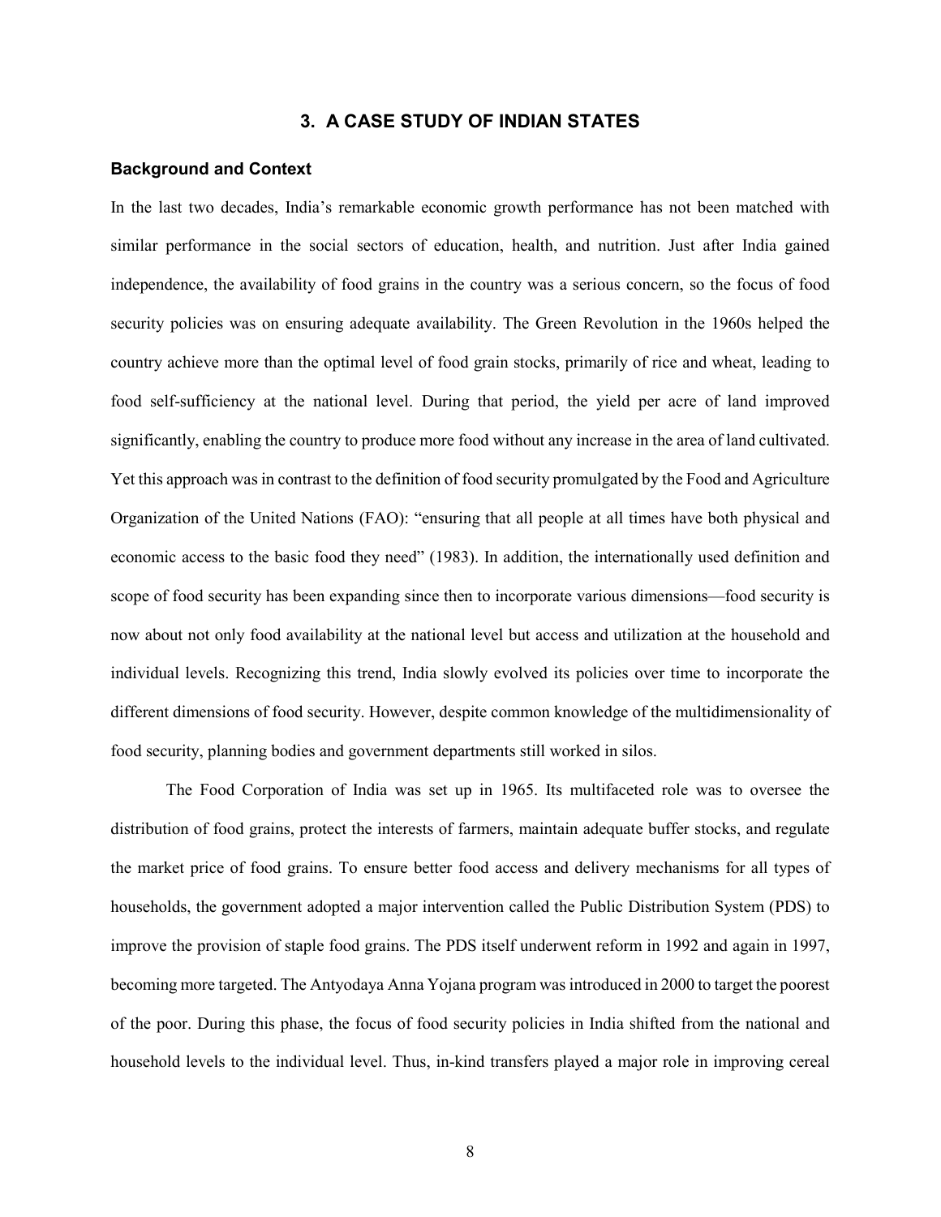## 3. A CASE STUDY OF INDIAN STATES

### Background and Context

In the last two decades, India's remarkable economic growth performance has not been matched with similar performance in the social sectors of education, health, and nutrition. Just after India gained independence, the availability of food grains in the country was a serious concern, so the focus of food security policies was on ensuring adequate availability. The Green Revolution in the 1960s helped the country achieve more than the optimal level of food grain stocks, primarily of rice and wheat, leading to food self-sufficiency at the national level. During that period, the yield per acre of land improved significantly, enabling the country to produce more food without any increase in the area of land cultivated. Yet this approach was in contrast to the definition of food security promulgated by the Food and Agriculture Organization of the United Nations (FAO): "ensuring that all people at all times have both physical and economic access to the basic food they need" (1983). In addition, the internationally used definition and scope of food security has been expanding since then to incorporate various dimensions—food security is now about not only food availability at the national level but access and utilization at the household and individual levels. Recognizing this trend, India slowly evolved its policies over time to incorporate the different dimensions of food security. However, despite common knowledge of the multidimensionality of food security, planning bodies and government departments still worked in silos.

The Food Corporation of India was set up in 1965. Its multifaceted role was to oversee the distribution of food grains, protect the interests of farmers, maintain adequate buffer stocks, and regulate the market price of food grains. To ensure better food access and delivery mechanisms for all types of households, the government adopted a major intervention called the Public Distribution System (PDS) to improve the provision of staple food grains. The PDS itself underwent reform in 1992 and again in 1997, becoming more targeted. The Antyodaya Anna Yojana program was introduced in 2000 to target the poorest of the poor. During this phase, the focus of food security policies in India shifted from the national and household levels to the individual level. Thus, in-kind transfers played a major role in improving cereal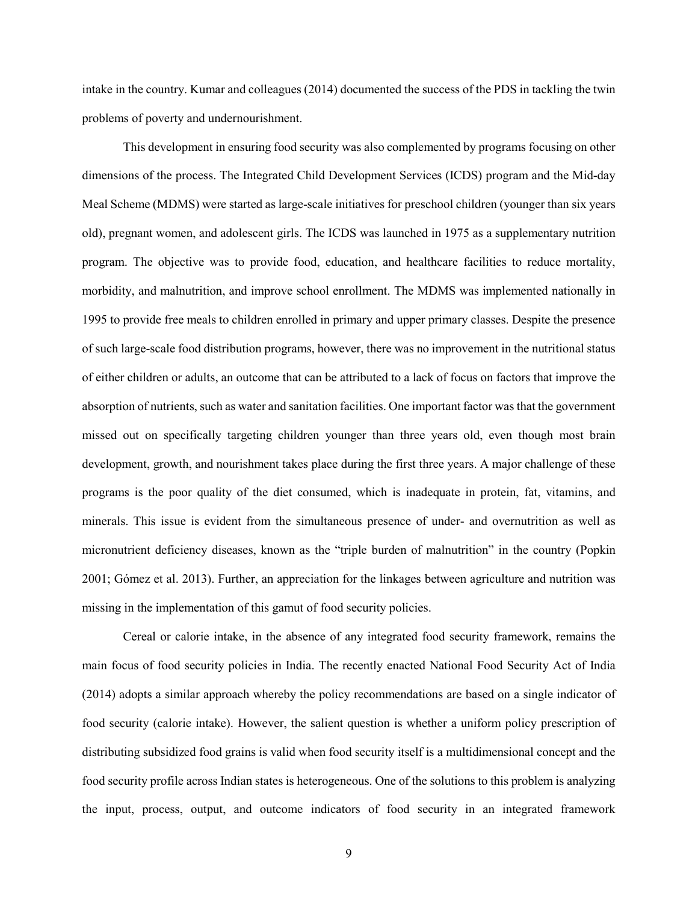intake in the country. Kumar and colleagues (2014) documented the success of the PDS in tackling the twin problems of poverty and undernourishment.

This development in ensuring food security was also complemented by programs focusing on other dimensions of the process. The Integrated Child Development Services (ICDS) program and the Mid-day Meal Scheme (MDMS) were started as large-scale initiatives for preschool children (younger than six years old), pregnant women, and adolescent girls. The ICDS was launched in 1975 as a supplementary nutrition program. The objective was to provide food, education, and healthcare facilities to reduce mortality, morbidity, and malnutrition, and improve school enrollment. The MDMS was implemented nationally in 1995 to provide free meals to children enrolled in primary and upper primary classes. Despite the presence of such large-scale food distribution programs, however, there was no improvement in the nutritional status of either children or adults, an outcome that can be attributed to a lack of focus on factors that improve the absorption of nutrients, such as water and sanitation facilities. One important factor was that the government missed out on specifically targeting children younger than three years old, even though most brain development, growth, and nourishment takes place during the first three years. A major challenge of these programs is the poor quality of the diet consumed, which is inadequate in protein, fat, vitamins, and minerals. This issue is evident from the simultaneous presence of under- and overnutrition as well as micronutrient deficiency diseases, known as the "triple burden of malnutrition" in the country (Popkin 2001; Gómez et al. 2013). Further, an appreciation for the linkages between agriculture and nutrition was missing in the implementation of this gamut of food security policies.

Cereal or calorie intake, in the absence of any integrated food security framework, remains the main focus of food security policies in India. The recently enacted National Food Security Act of India (2014) adopts a similar approach whereby the policy recommendations are based on a single indicator of food security (calorie intake). However, the salient question is whether a uniform policy prescription of distributing subsidized food grains is valid when food security itself is a multidimensional concept and the food security profile across Indian states is heterogeneous. One of the solutions to this problem is analyzing the input, process, output, and outcome indicators of food security in an integrated framework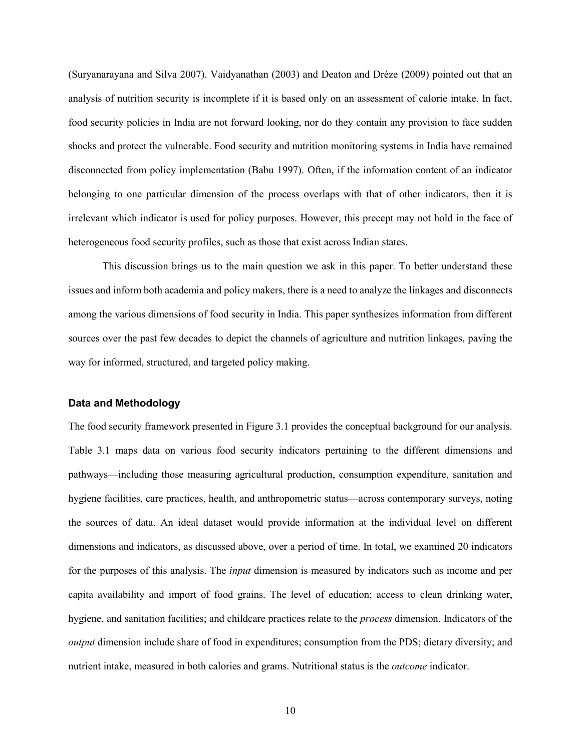(Suryanarayana and Silva 2007). Vaidyanathan (2003) and Deaton and Drèze (2009) pointed out that an analysis of nutrition security is incomplete if it is based only on an assessment of calorie intake. In fact, food security policies in India are not forward looking, nor do they contain any provision to face sudden shocks and protect the vulnerable. Food security and nutrition monitoring systems in India have remained disconnected from policy implementation (Babu 1997). Often, if the information content of an indicator belonging to one particular dimension of the process overlaps with that of other indicators, then it is irrelevant which indicator is used for policy purposes. However, this precept may not hold in the face of heterogeneous food security profiles, such as those that exist across Indian states.

This discussion brings us to the main question we ask in this paper. To better understand these issues and inform both academia and policy makers, there is a need to analyze the linkages and disconnects among the various dimensions of food security in India. This paper synthesizes information from different sources over the past few decades to depict the channels of agriculture and nutrition linkages, paving the way for informed, structured, and targeted policy making.

### Data and Methodology

The food security framework presented in Figure 3.1 provides the conceptual background for our analysis. Table 3.1 maps data on various food security indicators pertaining to the different dimensions and pathways—including those measuring agricultural production, consumption expenditure, sanitation and hygiene facilities, care practices, health, and anthropometric status—across contemporary surveys, noting the sources of data. An ideal dataset would provide information at the individual level on different dimensions and indicators, as discussed above, over a period of time. In total, we examined 20 indicators for the purposes of this analysis. The *input* dimension is measured by indicators such as income and per capita availability and import of food grains. The level of education; access to clean drinking water, hygiene, and sanitation facilities; and childcare practices relate to the *process* dimension. Indicators of the *output* dimension include share of food in expenditures; consumption from the PDS; dietary diversity; and nutrient intake, measured in both calories and grams. Nutritional status is the *outcome* indicator.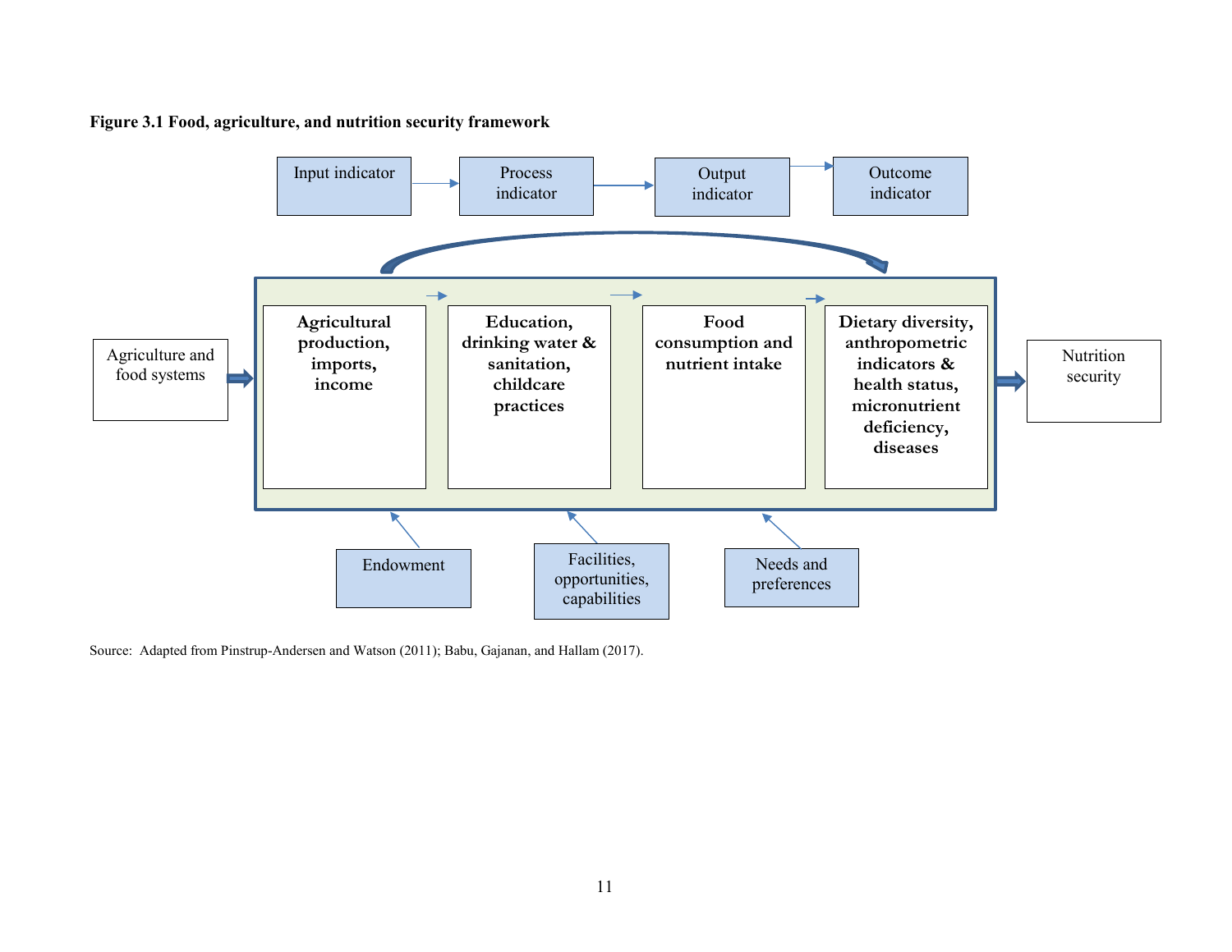**Figure 3.1 Food, agriculture, and nutrition security framework**

Input indicator → Process indicator → Output indicator → Outcome indicator

Agriculture and food systems

**Agricultural production, imports, income**

**Education, drinking water & sanitation, childcare practices**

**Food consumption and nutrient intake**

**Dietary diversity, anthropometric indicators & health status, micronutrient deficiency, diseases**

Nutrition security

Endowment

Facilities, opportunities, capabilities

Needs and preferences

Source: Adapted from Pinstrup-Andersen and Watson (2011); Babu, Gajanan, and Hallam (2017).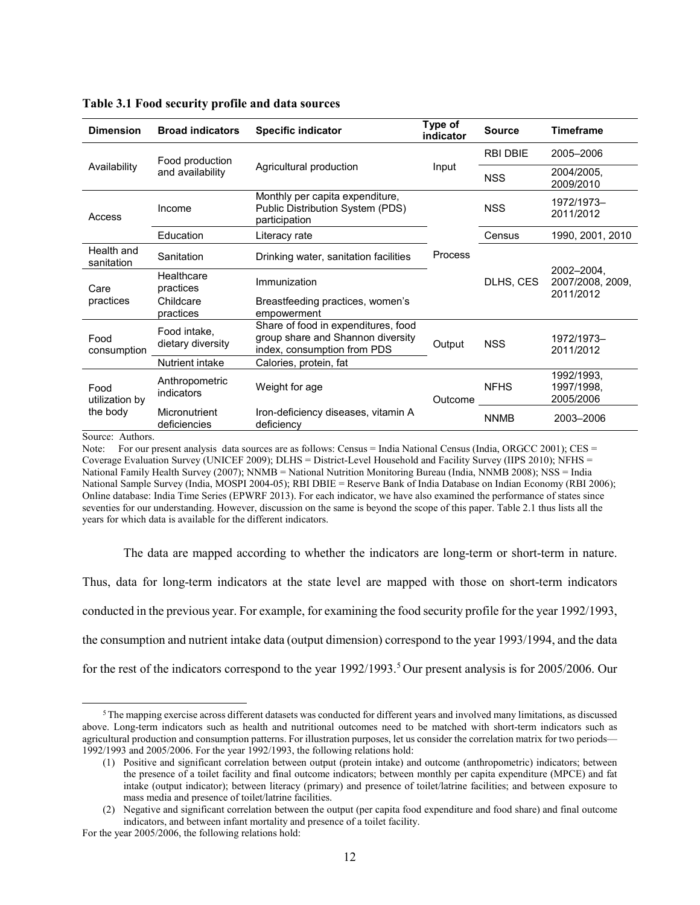**Table 3.1 Food security profile and data sources**

| Dimension | Broad indicators | Specific indicator | Type of indicator | Source | Timeframe |
|---|---|---|---|---|---|
| Availability | Food production and availability | Agricultural production | Input | RBI DBIE | 2005–2006 |
| | | | | NSS | 2004/2005, 2009/2010 |
| Access | Income | Monthly per capita expenditure, Public Distribution System (PDS) participation | Process | NSS | 1972/1973–2011/2012 |
| | Education | Literacy rate | | Census | 1990, 2001, 2010 |
| Health and sanitation | Sanitation | Drinking water, sanitation facilities | | DLHS, CES | 2002–2004, 2007/2008, 2009, 2011/2012 |
| Care practices | Healthcare practices | Immunization | | | |
| | Childcare practices | Breastfeeding practices, women's empowerment | | | |
| Food consumption | Food intake, dietary diversity | Share of food in expenditures, food group share and Shannon diversity index, consumption from PDS | Output | NSS | 1972/1973–2011/2012 |
| | Nutrient intake | Calories, protein, fat | | | |
| Food utilization by the body | Anthropometric indicators | Weight for age | Outcome | NFHS | 1992/1993, 1997/1998, 2005/2006 |
| | Micronutrient deficiencies | Iron-deficiency diseases, vitamin A deficiency | | NNMB | 2003–2006 |

Source: Authors.

Note: For our present analysis data sources are as follows: Census = India National Census (India, ORGCC 2001); CES = Coverage Evaluation Survey (UNICEF 2009); DLHS = District-Level Household and Facility Survey (IIPS 2010); NFHS = National Family Health Survey (2007); NNMB = National Nutrition Monitoring Bureau (India, NNMB 2008); NSS = India National Sample Survey (India, MOSPI 2004-05); RBI DBIE = Reserve Bank of India Database on Indian Economy (RBI 2006); Online database: India Time Series (EPWRF 2013). For each indicator, we have also examined the performance of states since seventies for our understanding. However, discussion on the same is beyond the scope of this paper. Table 2.1 thus lists all the years for which data is available for the different indicators.

The data are mapped according to whether the indicators are long-term or short-term in nature. Thus, data for long-term indicators at the state level are mapped with those on short-term indicators conducted in the previous year. For example, for examining the food security profile for the year 1992/1993, the consumption and nutrient intake data (output dimension) correspond to the year 1993/1994, and the data for the rest of the indicators correspond to the year 1992/1993.[5] Our present analysis is for 2005/2006. Our

[5] The mapping exercise across different datasets was conducted for different years and involved many limitations, as discussed above. Long-term indicators such as health and nutritional outcomes need to be matched with short-term indicators such as agricultural production and consumption patterns. For illustration purposes, let us consider the correlation matrix for two periods—1992/1993 and 2005/2006. For the year 1992/1993, the following relations hold:

1. Positive and significant correlation between output (protein intake) and outcome (anthropometric) indicators; between the presence of a toilet facility and final outcome indicators; between monthly per capita expenditure (MPCE) and fat intake (output indicator); between literacy (primary) and presence of toilet/latrine facilities; and between exposure to mass media and presence of toilet/latrine facilities.
2. Negative and significant correlation between the output (per capita food expenditure and food share) and final outcome indicators, and between infant mortality and presence of a toilet facility.

For the year 2005/2006, the following relations hold: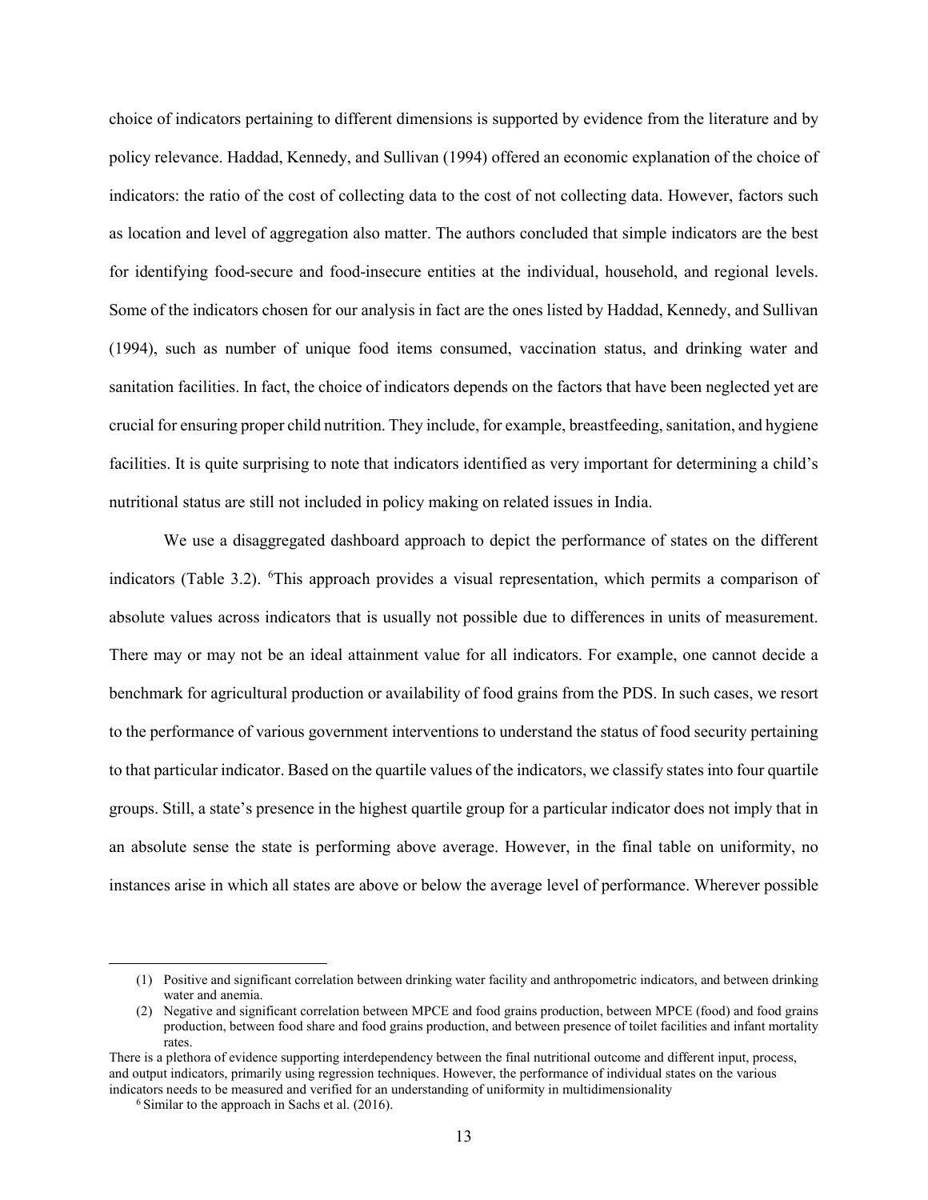choice of indicators pertaining to different dimensions is supported by evidence from the literature and by policy relevance. Haddad, Kennedy, and Sullivan (1994) offered an economic explanation of the choice of indicators: the ratio of the cost of collecting data to the cost of not collecting data. However, factors such as location and level of aggregation also matter. The authors concluded that simple indicators are the best for identifying food-secure and food-insecure entities at the individual, household, and regional levels. Some of the indicators chosen for our analysis in fact are the ones listed by Haddad, Kennedy, and Sullivan (1994), such as number of unique food items consumed, vaccination status, and drinking water and sanitation facilities. In fact, the choice of indicators depends on the factors that have been neglected yet are crucial for ensuring proper child nutrition. They include, for example, breastfeeding, sanitation, and hygiene facilities. It is quite surprising to note that indicators identified as very important for determining a child's nutritional status are still not included in policy making on related issues in India.

We use a disaggregated dashboard approach to depict the performance of states on the different indicators (Table 3.2). [6]This approach provides a visual representation, which permits a comparison of absolute values across indicators that is usually not possible due to differences in units of measurement. There may or may not be an ideal attainment value for all indicators. For example, one cannot decide a benchmark for agricultural production or availability of food grains from the PDS. In such cases, we resort to the performance of various government interventions to understand the status of food security pertaining to that particular indicator. Based on the quartile values of the indicators, we classify states into four quartile groups. Still, a state's presence in the highest quartile group for a particular indicator does not imply that in an absolute sense the state is performing above average. However, in the final table on uniformity, no instances arise in which all states are above or below the average level of performance. Wherever possible

---

(1) Positive and significant correlation between drinking water facility and anthropometric indicators, and between drinking water and anemia.

(2) Negative and significant correlation between MPCE and food grains production, between MPCE (food) and food grains production, between food share and food grains production, and between presence of toilet facilities and infant mortality rates.

There is a plethora of evidence supporting interdependency between the final nutritional outcome and different input, process, and output indicators, primarily using regression techniques. However, the performance of individual states on the various indicators needs to be measured and verified for an understanding of uniformity in multidimensionality

[6] Similar to the approach in Sachs et al. (2016).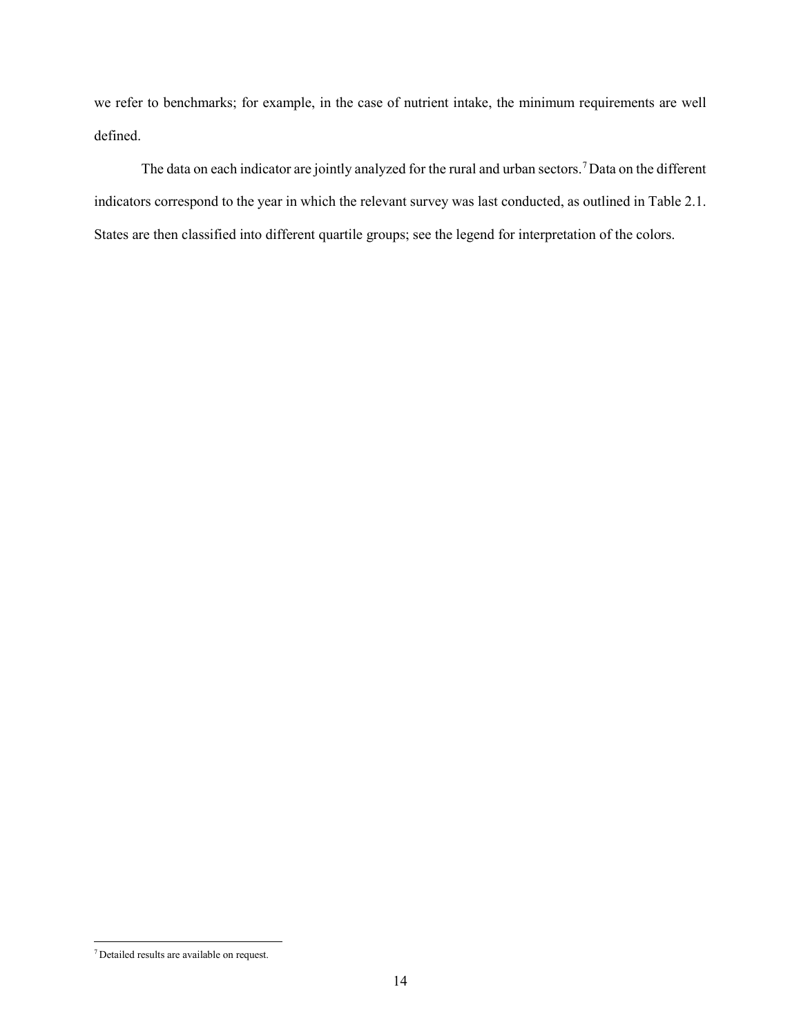we refer to benchmarks; for example, in the case of nutrient intake, the minimum requirements are well defined.

The data on each indicator are jointly analyzed for the rural and urban sectors.[7] Data on the different indicators correspond to the year in which the relevant survey was last conducted, as outlined in Table 2.1. States are then classified into different quartile groups; see the legend for interpretation of the colors.

---

[7] Detailed results are available on request.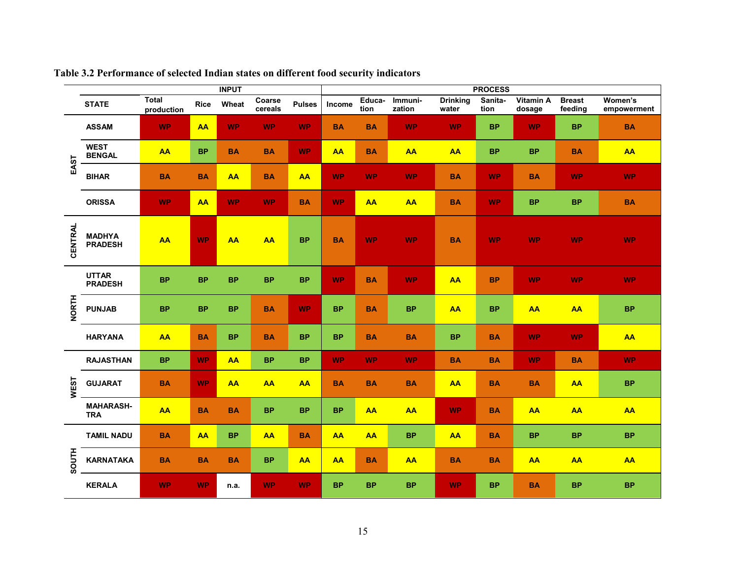**Table 3.2 Performance of selected Indian states on different food security indicators**

| | | INPUT | | | | | PROCESS | | | | | | | |
|---|---|---|---|---|---|---|---|---|---|---|---|---|---|---|
| | STATE | Total production | Rice | Wheat | Coarse cereals | Pulses | Income | Education | Immunization | Drinking water | Sanitation | Vitamin A dosage | Breast feeding | Women's empowerment |
| EAST | ASSAM | WP | AA | WP | WP | WP | BA | BA | WP | WP | BP | WP | BP | BA |
| | WEST BENGAL | AA | BP | BA | BA | WP | AA | BA | AA | AA | BP | BP | BA | AA |
| | BIHAR | BA | BA | AA | BA | AA | WP | WP | WP | BA | WP | BA | WP | WP |
| | ORISSA | WP | AA | WP | WP | BA | WP | AA | AA | BA | WP | BP | BP | BA |
| CENTRAL | MADHYA PRADESH | AA | WP | AA | AA | BP | BA | WP | WP | BA | WP | WP | WP | WP |
| NORTH | UTTAR PRADESH | BP | BP | BP | BP | BP | WP | BA | WP | AA | BP | WP | WP | WP |
| | PUNJAB | BP | BP | BP | BA | WP | BP | BA | BP | AA | BP | AA | AA | BP |
| | HARYANA | AA | BA | BP | BA | BP | BP | BA | BA | BP | BA | WP | WP | AA |
| WEST | RAJASTHAN | BP | WP | AA | BP | BP | WP | WP | WP | BA | BA | WP | BA | WP |
| | GUJARAT | BA | WP | AA | AA | AA | BA | BA | BA | AA | BA | BA | AA | BP |
| | MAHARASHTRA | AA | BA | BA | BP | BP | BP | AA | AA | WP | BA | AA | AA | AA |
| SOUTH | TAMIL NADU | BA | AA | BP | AA | BA | AA | AA | BP | AA | BA | BP | BP | BP |
| | KARNATAKA | BA | BA | BA | BP | AA | AA | BA | AA | BA | BA | AA | AA | AA |
| | KERALA | WP | WP | n.a. | WP | WP | BP | BP | BP | WP | BP | BA | BP | BP |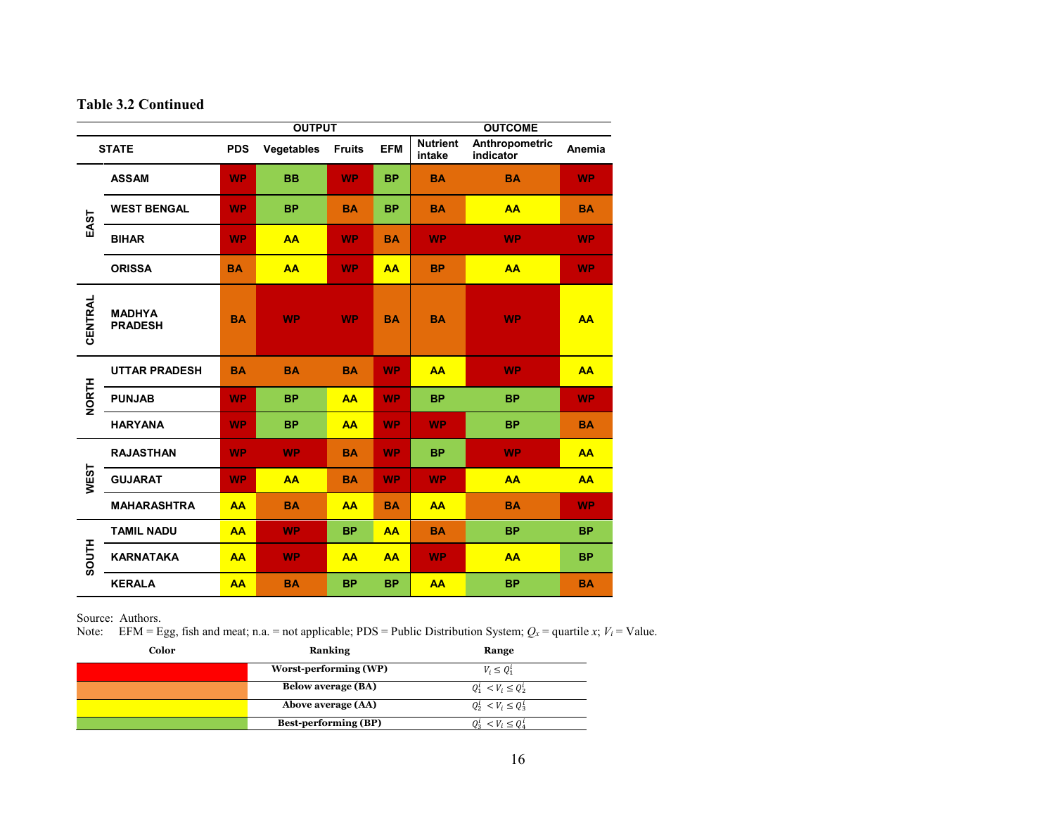**Table 3.2 Continued**

| | STATE | OUTPUT | | | | OUTCOME | | |
|---|---|---|---|---|---|---|---|---|
| | | PDS | Vegetables | Fruits | EFM | Nutrient intake | Anthropometric indicator | Anemia |
| EAST | ASSAM | WP | BB | WP | BP | BA | BA | WP |
| | WEST BENGAL | WP | BP | BA | BP | BA | AA | BA |
| | BIHAR | WP | AA | WP | BA | WP | WP | WP |
| | ORISSA | BA | AA | WP | AA | BP | AA | WP |
| CENTRAL | MADHYA PRADESH | BA | WP | WP | BA | BA | WP | AA |
| NORTH | UTTAR PRADESH | BA | BA | BA | WP | AA | WP | AA |
| | PUNJAB | WP | BP | AA | WP | BP | BP | WP |
| | HARYANA | WP | BP | AA | WP | WP | BP | BA |
| WEST | RAJASTHAN | WP | WP | BA | WP | BP | WP | AA |
| | GUJARAT | WP | AA | BA | WP | WP | AA | AA |
| | MAHARASHTRA | AA | BA | AA | BA | AA | BA | WP |
| SOUTH | TAMIL NADU | AA | WP | BP | AA | BA | BP | BP |
| | KARNATAKA | AA | WP | AA | AA | WP | AA | BP |
| | KERALA | AA | BA | BP | BP | AA | BP | BA |

Source: Authors.
Note: EFM = Egg, fish and meat; n.a. = not applicable; PDS = Public Distribution System; $Q_x$ = quartile $x$; $V_i$ = Value.

| Color | Ranking | Range |
|---|---|---|
| Red | Worst-performing (WP) | $V_i \leq Q_1^i$ |
| Orange | Below average (BA) | $Q_1^i < V_i \leq Q_2^i$ |
| Yellow | Above average (AA) | $Q_2^i < V_i \leq Q_3^i$ |
| Green | Best-performing (BP) | $Q_3^i < V_i \leq Q_4^i$ |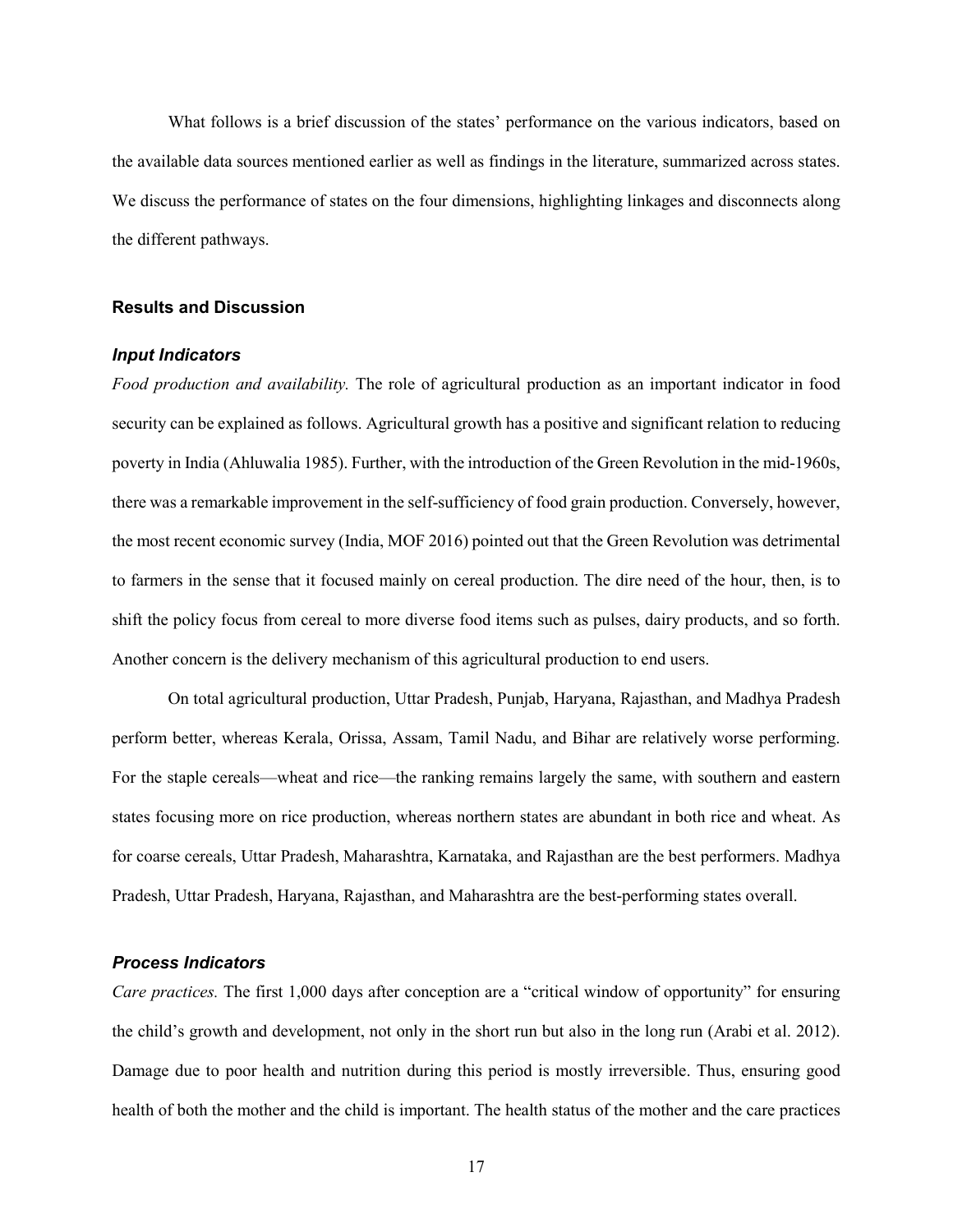What follows is a brief discussion of the states' performance on the various indicators, based on the available data sources mentioned earlier as well as findings in the literature, summarized across states. We discuss the performance of states on the four dimensions, highlighting linkages and disconnects along the different pathways.

## Results and Discussion

### *Input Indicators*

*Food production and availability.* The role of agricultural production as an important indicator in food security can be explained as follows. Agricultural growth has a positive and significant relation to reducing poverty in India (Ahluwalia 1985). Further, with the introduction of the Green Revolution in the mid-1960s, there was a remarkable improvement in the self-sufficiency of food grain production. Conversely, however, the most recent economic survey (India, MOF 2016) pointed out that the Green Revolution was detrimental to farmers in the sense that it focused mainly on cereal production. The dire need of the hour, then, is to shift the policy focus from cereal to more diverse food items such as pulses, dairy products, and so forth. Another concern is the delivery mechanism of this agricultural production to end users.

On total agricultural production, Uttar Pradesh, Punjab, Haryana, Rajasthan, and Madhya Pradesh perform better, whereas Kerala, Orissa, Assam, Tamil Nadu, and Bihar are relatively worse performing. For the staple cereals—wheat and rice—the ranking remains largely the same, with southern and eastern states focusing more on rice production, whereas northern states are abundant in both rice and wheat. As for coarse cereals, Uttar Pradesh, Maharashtra, Karnataka, and Rajasthan are the best performers. Madhya Pradesh, Uttar Pradesh, Haryana, Rajasthan, and Maharashtra are the best-performing states overall.

### *Process Indicators*

*Care practices.* The first 1,000 days after conception are a "critical window of opportunity" for ensuring the child's growth and development, not only in the short run but also in the long run (Arabi et al. 2012). Damage due to poor health and nutrition during this period is mostly irreversible. Thus, ensuring good health of both the mother and the child is important. The health status of the mother and the care practices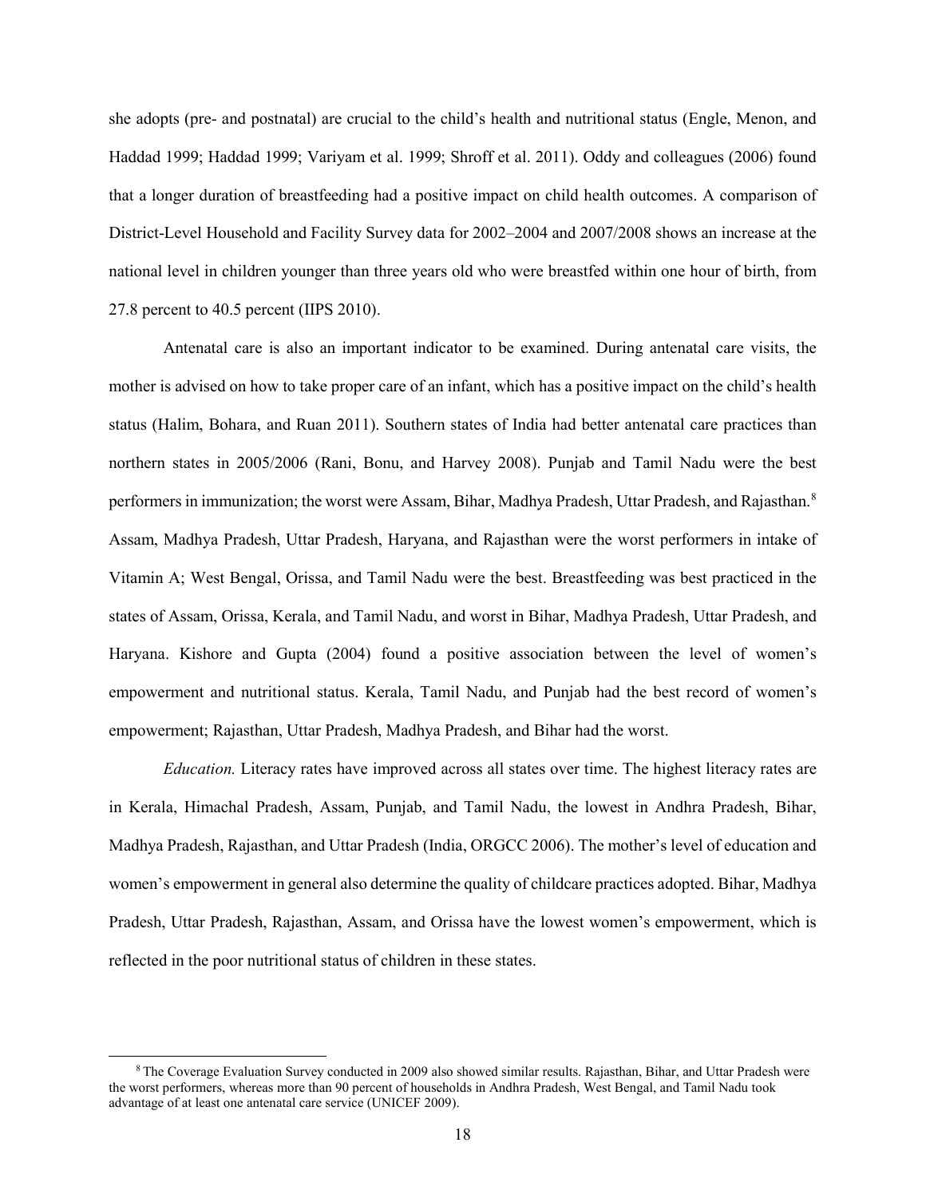she adopts (pre- and postnatal) are crucial to the child's health and nutritional status (Engle, Menon, and Haddad 1999; Haddad 1999; Variyam et al. 1999; Shroff et al. 2011). Oddy and colleagues (2006) found that a longer duration of breastfeeding had a positive impact on child health outcomes. A comparison of District-Level Household and Facility Survey data for 2002–2004 and 2007/2008 shows an increase at the national level in children younger than three years old who were breastfed within one hour of birth, from 27.8 percent to 40.5 percent (IIPS 2010).

Antenatal care is also an important indicator to be examined. During antenatal care visits, the mother is advised on how to take proper care of an infant, which has a positive impact on the child's health status (Halim, Bohara, and Ruan 2011). Southern states of India had better antenatal care practices than northern states in 2005/2006 (Rani, Bonu, and Harvey 2008). Punjab and Tamil Nadu were the best performers in immunization; the worst were Assam, Bihar, Madhya Pradesh, Uttar Pradesh, and Rajasthan.[8] Assam, Madhya Pradesh, Uttar Pradesh, Haryana, and Rajasthan were the worst performers in intake of Vitamin A; West Bengal, Orissa, and Tamil Nadu were the best. Breastfeeding was best practiced in the states of Assam, Orissa, Kerala, and Tamil Nadu, and worst in Bihar, Madhya Pradesh, Uttar Pradesh, and Haryana. Kishore and Gupta (2004) found a positive association between the level of women's empowerment and nutritional status. Kerala, Tamil Nadu, and Punjab had the best record of women's empowerment; Rajasthan, Uttar Pradesh, Madhya Pradesh, and Bihar had the worst.

*Education.* Literacy rates have improved across all states over time. The highest literacy rates are in Kerala, Himachal Pradesh, Assam, Punjab, and Tamil Nadu, the lowest in Andhra Pradesh, Bihar, Madhya Pradesh, Rajasthan, and Uttar Pradesh (India, ORGCC 2006). The mother's level of education and women's empowerment in general also determine the quality of childcare practices adopted. Bihar, Madhya Pradesh, Uttar Pradesh, Rajasthan, Assam, and Orissa have the lowest women's empowerment, which is reflected in the poor nutritional status of children in these states.

---

[8] The Coverage Evaluation Survey conducted in 2009 also showed similar results. Rajasthan, Bihar, and Uttar Pradesh were the worst performers, whereas more than 90 percent of households in Andhra Pradesh, West Bengal, and Tamil Nadu took advantage of at least one antenatal care service (UNICEF 2009).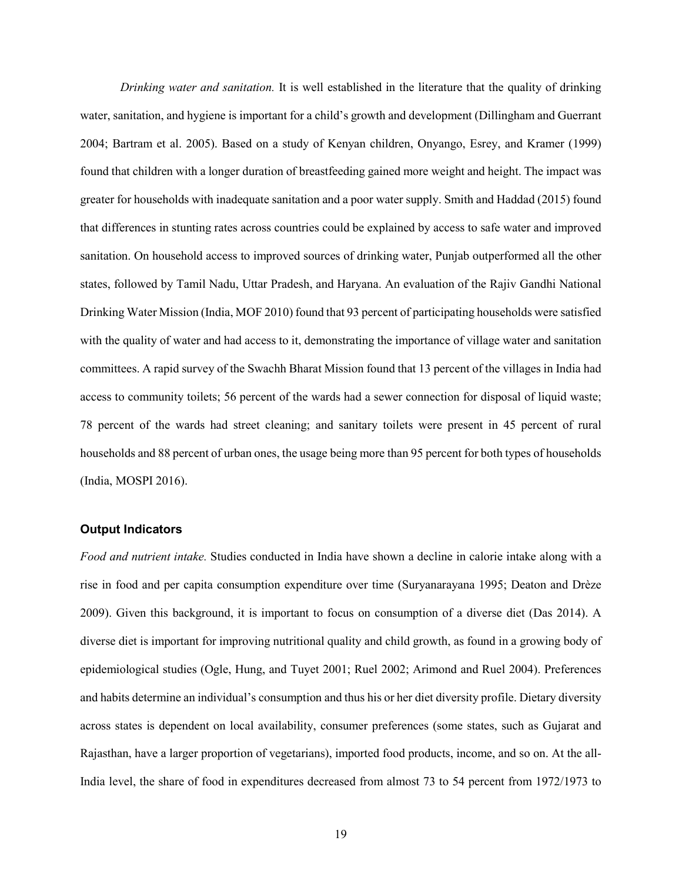*Drinking water and sanitation.* It is well established in the literature that the quality of drinking water, sanitation, and hygiene is important for a child's growth and development (Dillingham and Guerrant 2004; Bartram et al. 2005). Based on a study of Kenyan children, Onyango, Esrey, and Kramer (1999) found that children with a longer duration of breastfeeding gained more weight and height. The impact was greater for households with inadequate sanitation and a poor water supply. Smith and Haddad (2015) found that differences in stunting rates across countries could be explained by access to safe water and improved sanitation. On household access to improved sources of drinking water, Punjab outperformed all the other states, followed by Tamil Nadu, Uttar Pradesh, and Haryana. An evaluation of the Rajiv Gandhi National Drinking Water Mission (India, MOF 2010) found that 93 percent of participating households were satisfied with the quality of water and had access to it, demonstrating the importance of village water and sanitation committees. A rapid survey of the Swachh Bharat Mission found that 13 percent of the villages in India had access to community toilets; 56 percent of the wards had a sewer connection for disposal of liquid waste; 78 percent of the wards had street cleaning; and sanitary toilets were present in 45 percent of rural households and 88 percent of urban ones, the usage being more than 95 percent for both types of households (India, MOSPI 2016).

### Output Indicators

*Food and nutrient intake.* Studies conducted in India have shown a decline in calorie intake along with a rise in food and per capita consumption expenditure over time (Suryanarayana 1995; Deaton and Drèze 2009). Given this background, it is important to focus on consumption of a diverse diet (Das 2014). A diverse diet is important for improving nutritional quality and child growth, as found in a growing body of epidemiological studies (Ogle, Hung, and Tuyet 2001; Ruel 2002; Arimond and Ruel 2004). Preferences and habits determine an individual's consumption and thus his or her diet diversity profile. Dietary diversity across states is dependent on local availability, consumer preferences (some states, such as Gujarat and Rajasthan, have a larger proportion of vegetarians), imported food products, income, and so on. At the all-India level, the share of food in expenditures decreased from almost 73 to 54 percent from 1972/1973 to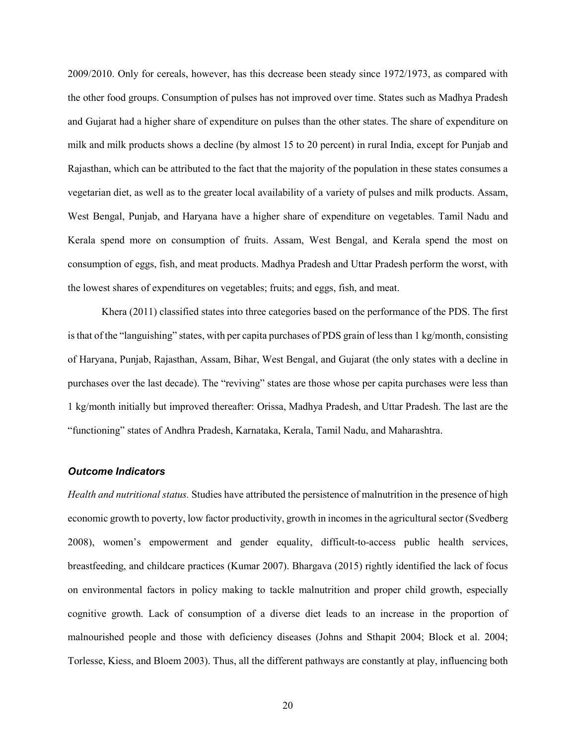2009/2010. Only for cereals, however, has this decrease been steady since 1972/1973, as compared with the other food groups. Consumption of pulses has not improved over time. States such as Madhya Pradesh and Gujarat had a higher share of expenditure on pulses than the other states. The share of expenditure on milk and milk products shows a decline (by almost 15 to 20 percent) in rural India, except for Punjab and Rajasthan, which can be attributed to the fact that the majority of the population in these states consumes a vegetarian diet, as well as to the greater local availability of a variety of pulses and milk products. Assam, West Bengal, Punjab, and Haryana have a higher share of expenditure on vegetables. Tamil Nadu and Kerala spend more on consumption of fruits. Assam, West Bengal, and Kerala spend the most on consumption of eggs, fish, and meat products. Madhya Pradesh and Uttar Pradesh perform the worst, with the lowest shares of expenditures on vegetables; fruits; and eggs, fish, and meat.

Khera (2011) classified states into three categories based on the performance of the PDS. The first is that of the "languishing" states, with per capita purchases of PDS grain of less than 1 kg/month, consisting of Haryana, Punjab, Rajasthan, Assam, Bihar, West Bengal, and Gujarat (the only states with a decline in purchases over the last decade). The "reviving" states are those whose per capita purchases were less than 1 kg/month initially but improved thereafter: Orissa, Madhya Pradesh, and Uttar Pradesh. The last are the "functioning" states of Andhra Pradesh, Karnataka, Kerala, Tamil Nadu, and Maharashtra.

### *Outcome Indicators*

*Health and nutritional status.* Studies have attributed the persistence of malnutrition in the presence of high economic growth to poverty, low factor productivity, growth in incomes in the agricultural sector (Svedberg 2008), women's empowerment and gender equality, difficult-to-access public health services, breastfeeding, and childcare practices (Kumar 2007). Bhargava (2015) rightly identified the lack of focus on environmental factors in policy making to tackle malnutrition and proper child growth, especially cognitive growth. Lack of consumption of a diverse diet leads to an increase in the proportion of malnourished people and those with deficiency diseases (Johns and Sthapit 2004; Block et al. 2004; Torlesse, Kiess, and Bloem 2003). Thus, all the different pathways are constantly at play, influencing both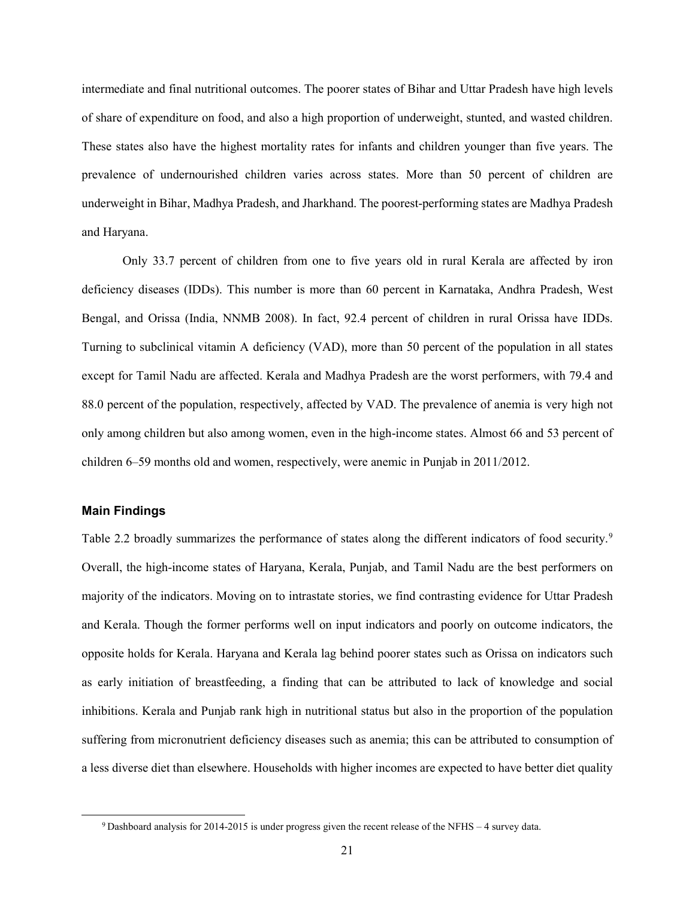intermediate and final nutritional outcomes. The poorer states of Bihar and Uttar Pradesh have high levels of share of expenditure on food, and also a high proportion of underweight, stunted, and wasted children. These states also have the highest mortality rates for infants and children younger than five years. The prevalence of undernourished children varies across states. More than 50 percent of children are underweight in Bihar, Madhya Pradesh, and Jharkhand. The poorest-performing states are Madhya Pradesh and Haryana.

Only 33.7 percent of children from one to five years old in rural Kerala are affected by iron deficiency diseases (IDDs). This number is more than 60 percent in Karnataka, Andhra Pradesh, West Bengal, and Orissa (India, NNMB 2008). In fact, 92.4 percent of children in rural Orissa have IDDs. Turning to subclinical vitamin A deficiency (VAD), more than 50 percent of the population in all states except for Tamil Nadu are affected. Kerala and Madhya Pradesh are the worst performers, with 79.4 and 88.0 percent of the population, respectively, affected by VAD. The prevalence of anemia is very high not only among children but also among women, even in the high-income states. Almost 66 and 53 percent of children 6–59 months old and women, respectively, were anemic in Punjab in 2011/2012.

### Main Findings

Table 2.2 broadly summarizes the performance of states along the different indicators of food security.[9] Overall, the high-income states of Haryana, Kerala, Punjab, and Tamil Nadu are the best performers on majority of the indicators. Moving on to intrastate stories, we find contrasting evidence for Uttar Pradesh and Kerala. Though the former performs well on input indicators and poorly on outcome indicators, the opposite holds for Kerala. Haryana and Kerala lag behind poorer states such as Orissa on indicators such as early initiation of breastfeeding, a finding that can be attributed to lack of knowledge and social inhibitions. Kerala and Punjab rank high in nutritional status but also in the proportion of the population suffering from micronutrient deficiency diseases such as anemia; this can be attributed to consumption of a less diverse diet than elsewhere. Households with higher incomes are expected to have better diet quality

[9] Dashboard analysis for 2014-2015 is under progress given the recent release of the NFHS – 4 survey data.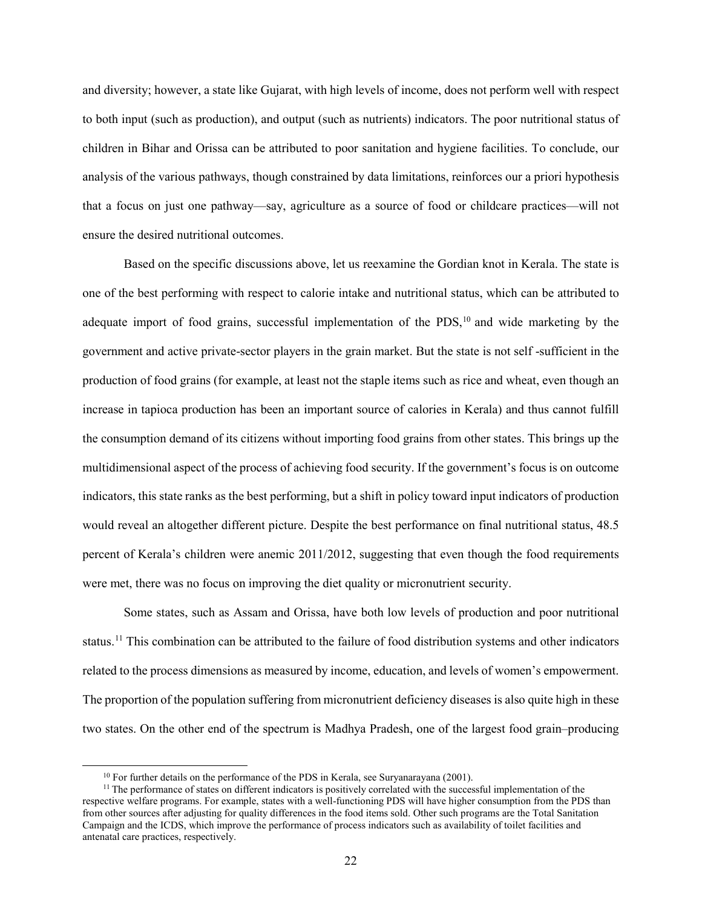and diversity; however, a state like Gujarat, with high levels of income, does not perform well with respect to both input (such as production), and output (such as nutrients) indicators. The poor nutritional status of children in Bihar and Orissa can be attributed to poor sanitation and hygiene facilities. To conclude, our analysis of the various pathways, though constrained by data limitations, reinforces our a priori hypothesis that a focus on just one pathway—say, agriculture as a source of food or childcare practices—will not ensure the desired nutritional outcomes.

Based on the specific discussions above, let us reexamine the Gordian knot in Kerala. The state is one of the best performing with respect to calorie intake and nutritional status, which can be attributed to adequate import of food grains, successful implementation of the PDS,[10] and wide marketing by the government and active private-sector players in the grain market. But the state is not self -sufficient in the production of food grains (for example, at least not the staple items such as rice and wheat, even though an increase in tapioca production has been an important source of calories in Kerala) and thus cannot fulfill the consumption demand of its citizens without importing food grains from other states. This brings up the multidimensional aspect of the process of achieving food security. If the government's focus is on outcome indicators, this state ranks as the best performing, but a shift in policy toward input indicators of production would reveal an altogether different picture. Despite the best performance on final nutritional status, 48.5 percent of Kerala's children were anemic 2011/2012, suggesting that even though the food requirements were met, there was no focus on improving the diet quality or micronutrient security.

Some states, such as Assam and Orissa, have both low levels of production and poor nutritional status.[11] This combination can be attributed to the failure of food distribution systems and other indicators related to the process dimensions as measured by income, education, and levels of women's empowerment. The proportion of the population suffering from micronutrient deficiency diseases is also quite high in these two states. On the other end of the spectrum is Madhya Pradesh, one of the largest food grain–producing

[10] For further details on the performance of the PDS in Kerala, see Suryanarayana (2001).

[11] The performance of states on different indicators is positively correlated with the successful implementation of the respective welfare programs. For example, states with a well-functioning PDS will have higher consumption from the PDS than from other sources after adjusting for quality differences in the food items sold. Other such programs are the Total Sanitation Campaign and the ICDS, which improve the performance of process indicators such as availability of toilet facilities and antenatal care practices, respectively.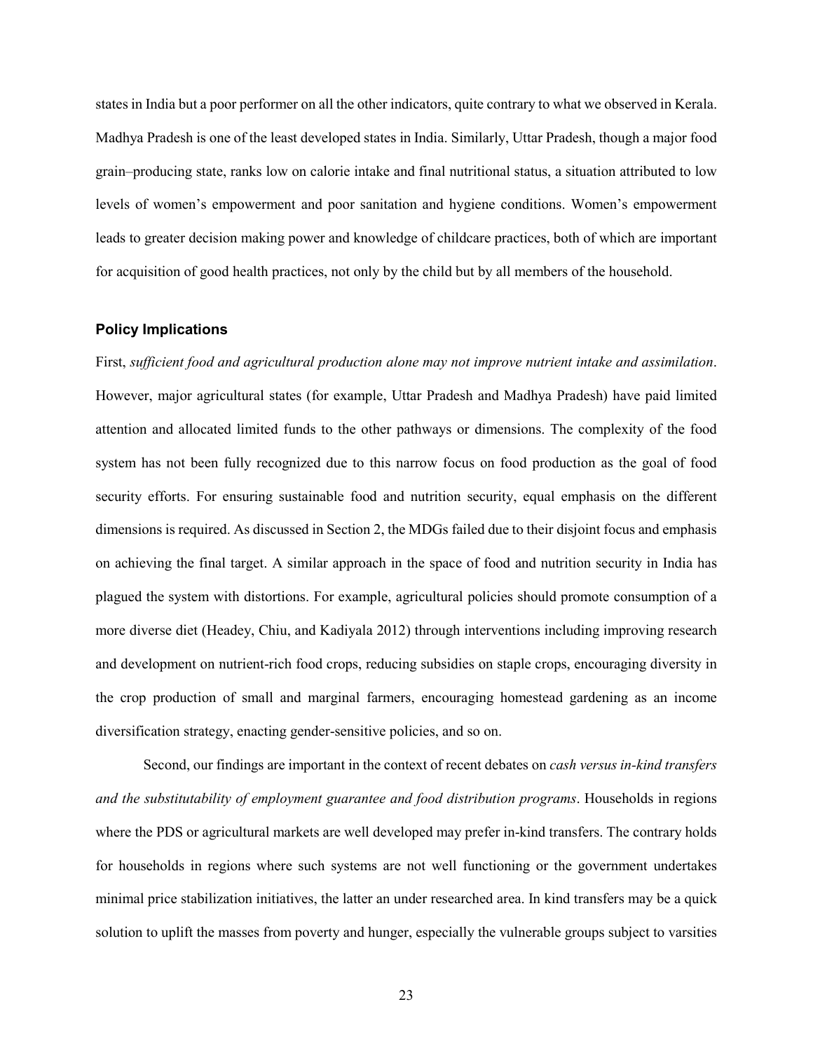states in India but a poor performer on all the other indicators, quite contrary to what we observed in Kerala. Madhya Pradesh is one of the least developed states in India. Similarly, Uttar Pradesh, though a major food grain–producing state, ranks low on calorie intake and final nutritional status, a situation attributed to low levels of women's empowerment and poor sanitation and hygiene conditions. Women's empowerment leads to greater decision making power and knowledge of childcare practices, both of which are important for acquisition of good health practices, not only by the child but by all members of the household.

### Policy Implications

First, *sufficient food and agricultural production alone may not improve nutrient intake and assimilation*. However, major agricultural states (for example, Uttar Pradesh and Madhya Pradesh) have paid limited attention and allocated limited funds to the other pathways or dimensions. The complexity of the food system has not been fully recognized due to this narrow focus on food production as the goal of food security efforts. For ensuring sustainable food and nutrition security, equal emphasis on the different dimensions is required. As discussed in Section 2, the MDGs failed due to their disjoint focus and emphasis on achieving the final target. A similar approach in the space of food and nutrition security in India has plagued the system with distortions. For example, agricultural policies should promote consumption of a more diverse diet (Headey, Chiu, and Kadiyala 2012) through interventions including improving research and development on nutrient-rich food crops, reducing subsidies on staple crops, encouraging diversity in the crop production of small and marginal farmers, encouraging homestead gardening as an income diversification strategy, enacting gender-sensitive policies, and so on.

Second, our findings are important in the context of recent debates on *cash versus in-kind transfers and the substitutability of employment guarantee and food distribution programs*. Households in regions where the PDS or agricultural markets are well developed may prefer in-kind transfers. The contrary holds for households in regions where such systems are not well functioning or the government undertakes minimal price stabilization initiatives, the latter an under researched area. In kind transfers may be a quick solution to uplift the masses from poverty and hunger, especially the vulnerable groups subject to varsities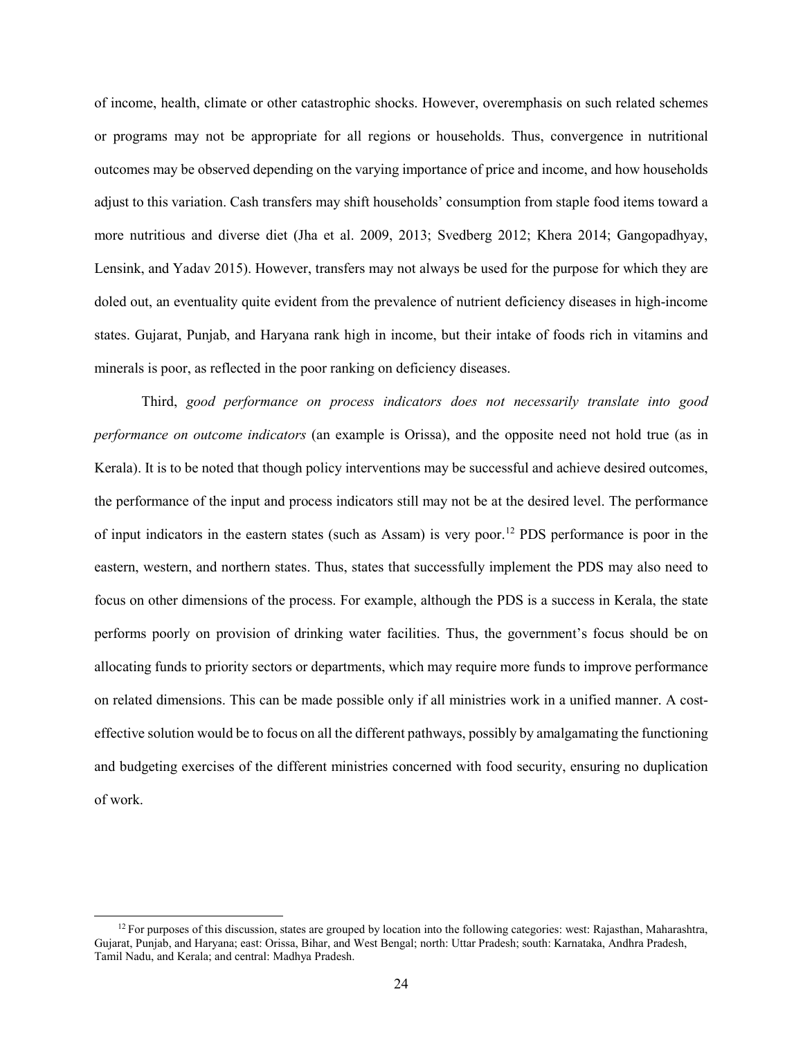of income, health, climate or other catastrophic shocks. However, overemphasis on such related schemes or programs may not be appropriate for all regions or households. Thus, convergence in nutritional outcomes may be observed depending on the varying importance of price and income, and how households adjust to this variation. Cash transfers may shift households' consumption from staple food items toward a more nutritious and diverse diet (Jha et al. 2009, 2013; Svedberg 2012; Khera 2014; Gangopadhyay, Lensink, and Yadav 2015). However, transfers may not always be used for the purpose for which they are doled out, an eventuality quite evident from the prevalence of nutrient deficiency diseases in high-income states. Gujarat, Punjab, and Haryana rank high in income, but their intake of foods rich in vitamins and minerals is poor, as reflected in the poor ranking on deficiency diseases.

Third, *good performance on process indicators does not necessarily translate into good performance on outcome indicators* (an example is Orissa), and the opposite need not hold true (as in Kerala). It is to be noted that though policy interventions may be successful and achieve desired outcomes, the performance of the input and process indicators still may not be at the desired level. The performance of input indicators in the eastern states (such as Assam) is very poor.[12] PDS performance is poor in the eastern, western, and northern states. Thus, states that successfully implement the PDS may also need to focus on other dimensions of the process. For example, although the PDS is a success in Kerala, the state performs poorly on provision of drinking water facilities. Thus, the government's focus should be on allocating funds to priority sectors or departments, which may require more funds to improve performance on related dimensions. This can be made possible only if all ministries work in a unified manner. A cost-effective solution would be to focus on all the different pathways, possibly by amalgamating the functioning and budgeting exercises of the different ministries concerned with food security, ensuring no duplication of work.

[12] For purposes of this discussion, states are grouped by location into the following categories: west: Rajasthan, Maharashtra, Gujarat, Punjab, and Haryana; east: Orissa, Bihar, and West Bengal; north: Uttar Pradesh; south: Karnataka, Andhra Pradesh, Tamil Nadu, and Kerala; and central: Madhya Pradesh.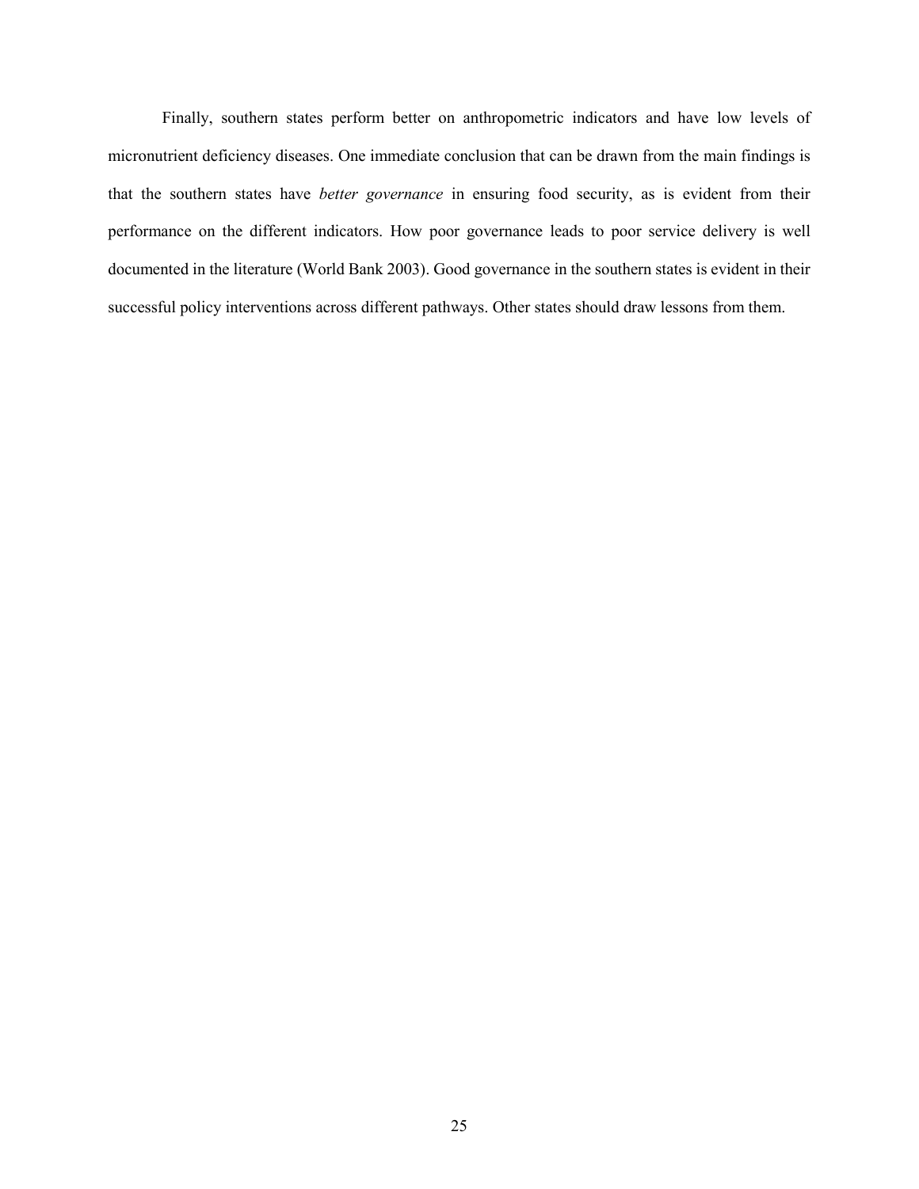Finally, southern states perform better on anthropometric indicators and have low levels of micronutrient deficiency diseases. One immediate conclusion that can be drawn from the main findings is that the southern states have *better governance* in ensuring food security, as is evident from their performance on the different indicators. How poor governance leads to poor service delivery is well documented in the literature (World Bank 2003). Good governance in the southern states is evident in their successful policy interventions across different pathways. Other states should draw lessons from them.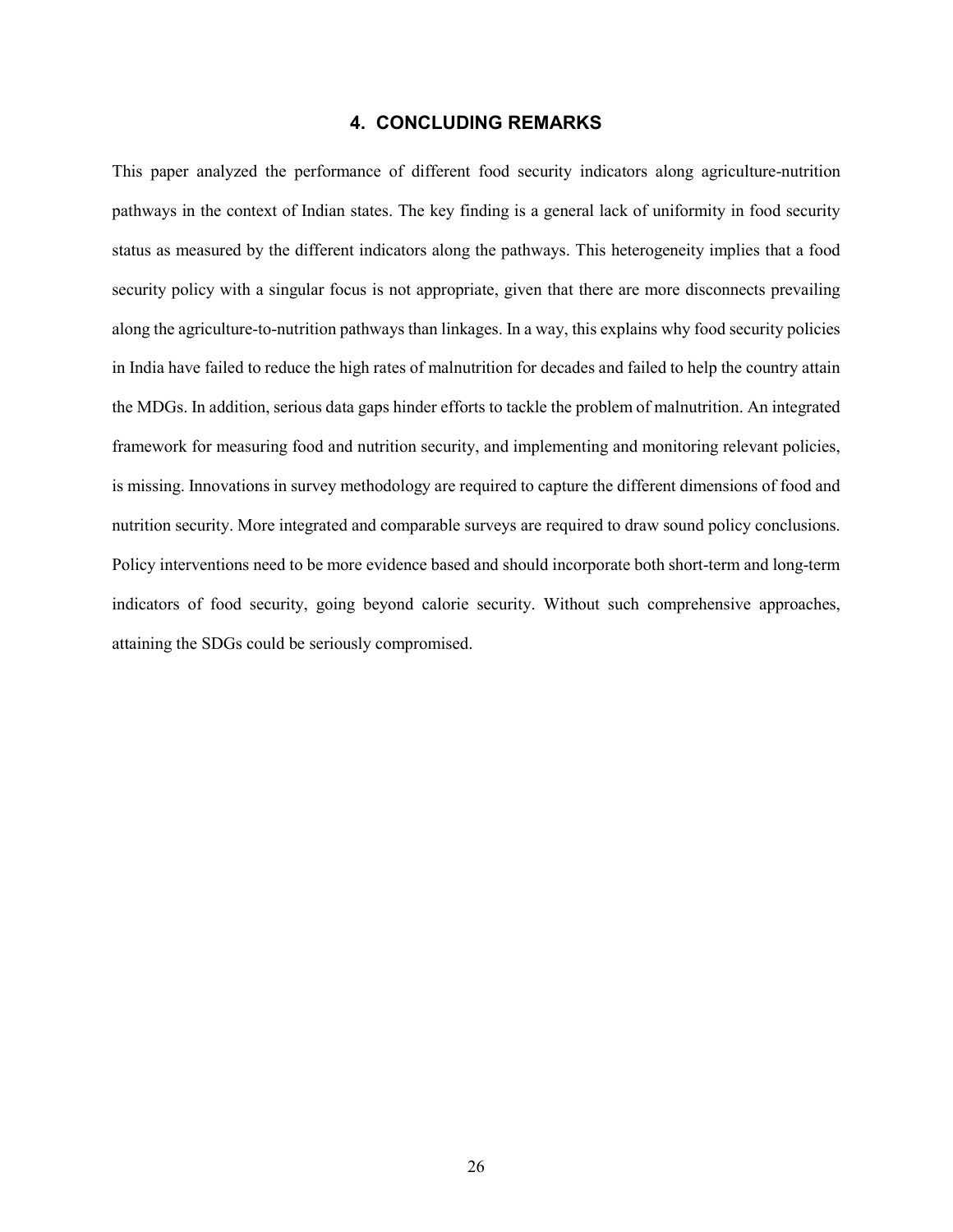## 4. CONCLUDING REMARKS

This paper analyzed the performance of different food security indicators along agriculture-nutrition pathways in the context of Indian states. The key finding is a general lack of uniformity in food security status as measured by the different indicators along the pathways. This heterogeneity implies that a food security policy with a singular focus is not appropriate, given that there are more disconnects prevailing along the agriculture-to-nutrition pathways than linkages. In a way, this explains why food security policies in India have failed to reduce the high rates of malnutrition for decades and failed to help the country attain the MDGs. In addition, serious data gaps hinder efforts to tackle the problem of malnutrition. An integrated framework for measuring food and nutrition security, and implementing and monitoring relevant policies, is missing. Innovations in survey methodology are required to capture the different dimensions of food and nutrition security. More integrated and comparable surveys are required to draw sound policy conclusions. Policy interventions need to be more evidence based and should incorporate both short-term and long-term indicators of food security, going beyond calorie security. Without such comprehensive approaches, attaining the SDGs could be seriously compromised.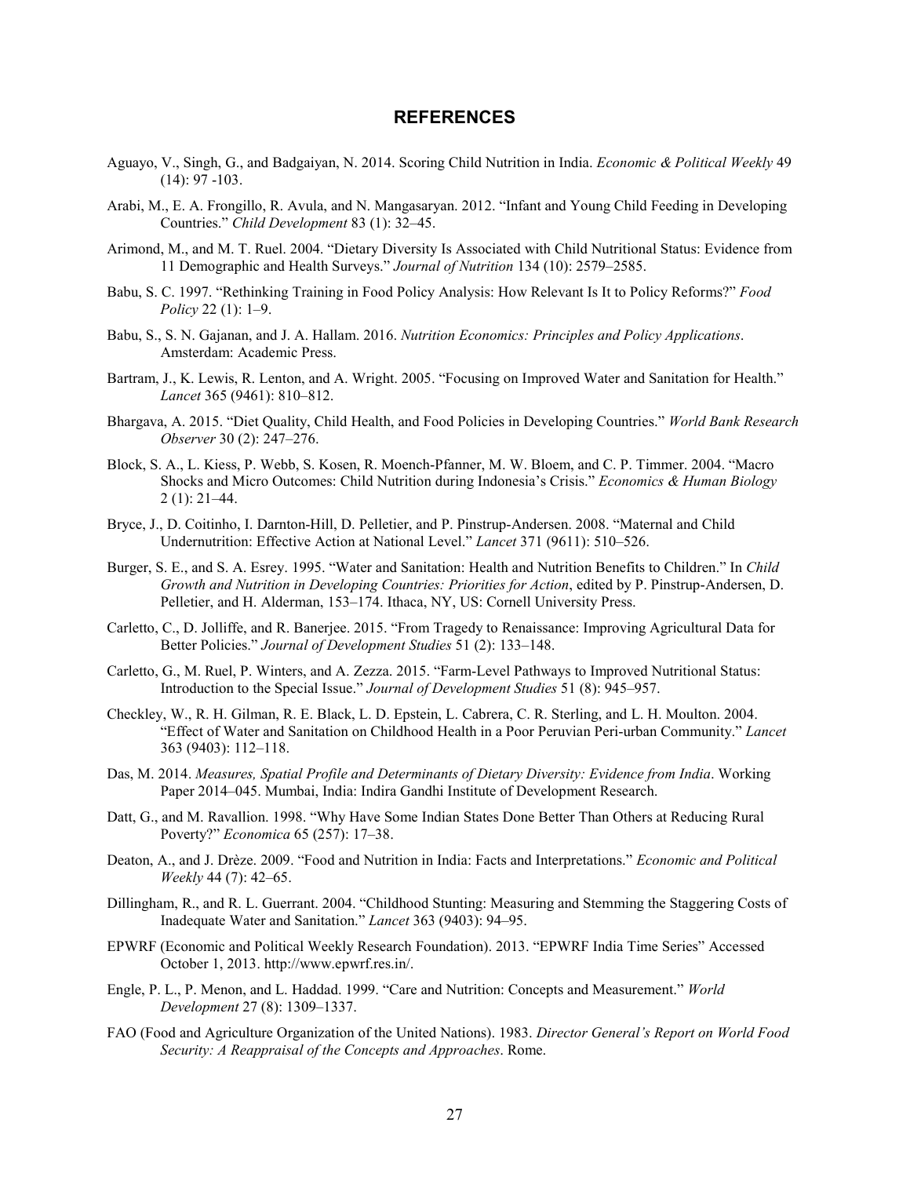## REFERENCES

Aguayo, V., Singh, G., and Badgaiyan, N. 2014. Scoring Child Nutrition in India. *Economic & Political Weekly* 49 (14): 97 -103.

Arabi, M., E. A. Frongillo, R. Avula, and N. Mangasaryan. 2012. "Infant and Young Child Feeding in Developing Countries." *Child Development* 83 (1): 32–45.

Arimond, M., and M. T. Ruel. 2004. "Dietary Diversity Is Associated with Child Nutritional Status: Evidence from 11 Demographic and Health Surveys." *Journal of Nutrition* 134 (10): 2579–2585.

Babu, S. C. 1997. "Rethinking Training in Food Policy Analysis: How Relevant Is It to Policy Reforms?" *Food Policy* 22 (1): 1–9.

Babu, S., S. N. Gajanan, and J. A. Hallam. 2016. *Nutrition Economics: Principles and Policy Applications*. Amsterdam: Academic Press.

Bartram, J., K. Lewis, R. Lenton, and A. Wright. 2005. "Focusing on Improved Water and Sanitation for Health." *Lancet* 365 (9461): 810–812.

Bhargava, A. 2015. "Diet Quality, Child Health, and Food Policies in Developing Countries." *World Bank Research Observer* 30 (2): 247–276.

Block, S. A., L. Kiess, P. Webb, S. Kosen, R. Moench-Pfanner, M. W. Bloem, and C. P. Timmer. 2004. "Macro Shocks and Micro Outcomes: Child Nutrition during Indonesia's Crisis." *Economics & Human Biology* 2 (1): 21–44.

Bryce, J., D. Coitinho, I. Darnton-Hill, D. Pelletier, and P. Pinstrup-Andersen. 2008. "Maternal and Child Undernutrition: Effective Action at National Level." *Lancet* 371 (9611): 510–526.

Burger, S. E., and S. A. Esrey. 1995. "Water and Sanitation: Health and Nutrition Benefits to Children." In *Child Growth and Nutrition in Developing Countries: Priorities for Action*, edited by P. Pinstrup-Andersen, D. Pelletier, and H. Alderman, 153–174. Ithaca, NY, US: Cornell University Press.

Carletto, C., D. Jolliffe, and R. Banerjee. 2015. "From Tragedy to Renaissance: Improving Agricultural Data for Better Policies." *Journal of Development Studies* 51 (2): 133–148.

Carletto, G., M. Ruel, P. Winters, and A. Zezza. 2015. "Farm-Level Pathways to Improved Nutritional Status: Introduction to the Special Issue." *Journal of Development Studies* 51 (8): 945–957.

Checkley, W., R. H. Gilman, R. E. Black, L. D. Epstein, L. Cabrera, C. R. Sterling, and L. H. Moulton. 2004. "Effect of Water and Sanitation on Childhood Health in a Poor Peruvian Peri-urban Community." *Lancet* 363 (9403): 112–118.

Das, M. 2014. *Measures, Spatial Profile and Determinants of Dietary Diversity: Evidence from India*. Working Paper 2014–045. Mumbai, India: Indira Gandhi Institute of Development Research.

Datt, G., and M. Ravallion. 1998. "Why Have Some Indian States Done Better Than Others at Reducing Rural Poverty?" *Economica* 65 (257): 17–38.

Deaton, A., and J. Drèze. 2009. "Food and Nutrition in India: Facts and Interpretations." *Economic and Political Weekly* 44 (7): 42–65.

Dillingham, R., and R. L. Guerrant. 2004. "Childhood Stunting: Measuring and Stemming the Staggering Costs of Inadequate Water and Sanitation." *Lancet* 363 (9403): 94–95.

EPWRF (Economic and Political Weekly Research Foundation). 2013. "EPWRF India Time Series" Accessed October 1, 2013. http://www.epwrf.res.in/.

Engle, P. L., P. Menon, and L. Haddad. 1999. "Care and Nutrition: Concepts and Measurement." *World Development* 27 (8): 1309–1337.

FAO (Food and Agriculture Organization of the United Nations). 1983. *Director General's Report on World Food Security: A Reappraisal of the Concepts and Approaches*. Rome.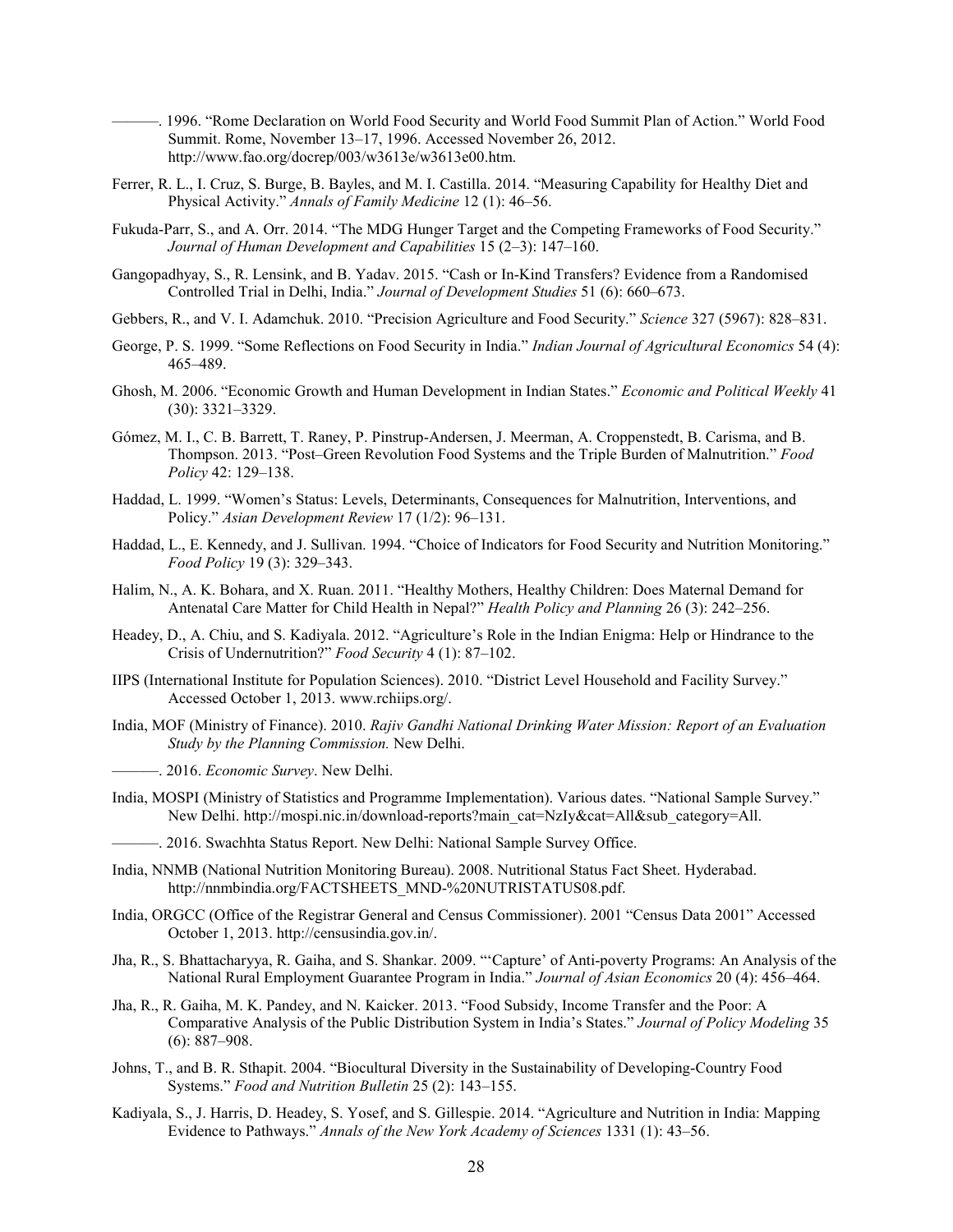———. 1996. “Rome Declaration on World Food Security and World Food Summit Plan of Action.” World Food Summit. Rome, November 13–17, 1996. Accessed November 26, 2012. http://www.fao.org/docrep/003/w3613e/w3613e00.htm.

Ferrer, R. L., I. Cruz, S. Burge, B. Bayles, and M. I. Castilla. 2014. “Measuring Capability for Healthy Diet and Physical Activity.” *Annals of Family Medicine* 12 (1): 46–56.

Fukuda-Parr, S., and A. Orr. 2014. “The MDG Hunger Target and the Competing Frameworks of Food Security.” *Journal of Human Development and Capabilities* 15 (2–3): 147–160.

Gangopadhyay, S., R. Lensink, and B. Yadav. 2015. “Cash or In-Kind Transfers? Evidence from a Randomised Controlled Trial in Delhi, India.” *Journal of Development Studies* 51 (6): 660–673.

Gebbers, R., and V. I. Adamchuk. 2010. “Precision Agriculture and Food Security.” *Science* 327 (5967): 828–831.

George, P. S. 1999. “Some Reflections on Food Security in India.” *Indian Journal of Agricultural Economics* 54 (4): 465–489.

Ghosh, M. 2006. “Economic Growth and Human Development in Indian States.” *Economic and Political Weekly* 41 (30): 3321–3329.

Gómez, M. I., C. B. Barrett, T. Raney, P. Pinstrup-Andersen, J. Meerman, A. Croppenstedt, B. Carisma, and B. Thompson. 2013. “Post–Green Revolution Food Systems and the Triple Burden of Malnutrition.” *Food Policy* 42: 129–138.

Haddad, L. 1999. “Women’s Status: Levels, Determinants, Consequences for Malnutrition, Interventions, and Policy.” *Asian Development Review* 17 (1/2): 96–131.

Haddad, L., E. Kennedy, and J. Sullivan. 1994. “Choice of Indicators for Food Security and Nutrition Monitoring.” *Food Policy* 19 (3): 329–343.

Halim, N., A. K. Bohara, and X. Ruan. 2011. “Healthy Mothers, Healthy Children: Does Maternal Demand for Antenatal Care Matter for Child Health in Nepal?” *Health Policy and Planning* 26 (3): 242–256.

Headey, D., A. Chiu, and S. Kadiyala. 2012. “Agriculture’s Role in the Indian Enigma: Help or Hindrance to the Crisis of Undernutrition?” *Food Security* 4 (1): 87–102.

IIPS (International Institute for Population Sciences). 2010. “District Level Household and Facility Survey.” Accessed October 1, 2013. www.rchiips.org/.

India, MOF (Ministry of Finance). 2010. *Rajiv Gandhi National Drinking Water Mission: Report of an Evaluation Study by the Planning Commission.* New Delhi.

———. 2016. *Economic Survey*. New Delhi.

India, MOSPI (Ministry of Statistics and Programme Implementation). Various dates. “National Sample Survey.” New Delhi. http://mospi.nic.in/download-reports?main_cat=NzIy&cat=All&sub_category=All.

———. 2016. Swachhta Status Report. New Delhi: National Sample Survey Office.

India, NNMB (National Nutrition Monitoring Bureau). 2008. Nutritional Status Fact Sheet. Hyderabad. http://nnmbindia.org/FACTSHEETS_MND-%20NUTRISTATUS08.pdf.

India, ORGCC (Office of the Registrar General and Census Commissioner). 2001 “Census Data 2001” Accessed October 1, 2013. http://censusindia.gov.in/.

Jha, R., S. Bhattacharyya, R. Gaiha, and S. Shankar. 2009. “‘Capture’ of Anti-poverty Programs: An Analysis of the National Rural Employment Guarantee Program in India.” *Journal of Asian Economics* 20 (4): 456–464.

Jha, R., R. Gaiha, M. K. Pandey, and N. Kaicker. 2013. “Food Subsidy, Income Transfer and the Poor: A Comparative Analysis of the Public Distribution System in India’s States.” *Journal of Policy Modeling* 35 (6): 887–908.

Johns, T., and B. R. Sthapit. 2004. “Biocultural Diversity in the Sustainability of Developing-Country Food Systems.” *Food and Nutrition Bulletin* 25 (2): 143–155.

Kadiyala, S., J. Harris, D. Headey, S. Yosef, and S. Gillespie. 2014. “Agriculture and Nutrition in India: Mapping Evidence to Pathways.” *Annals of the New York Academy of Sciences* 1331 (1): 43–56.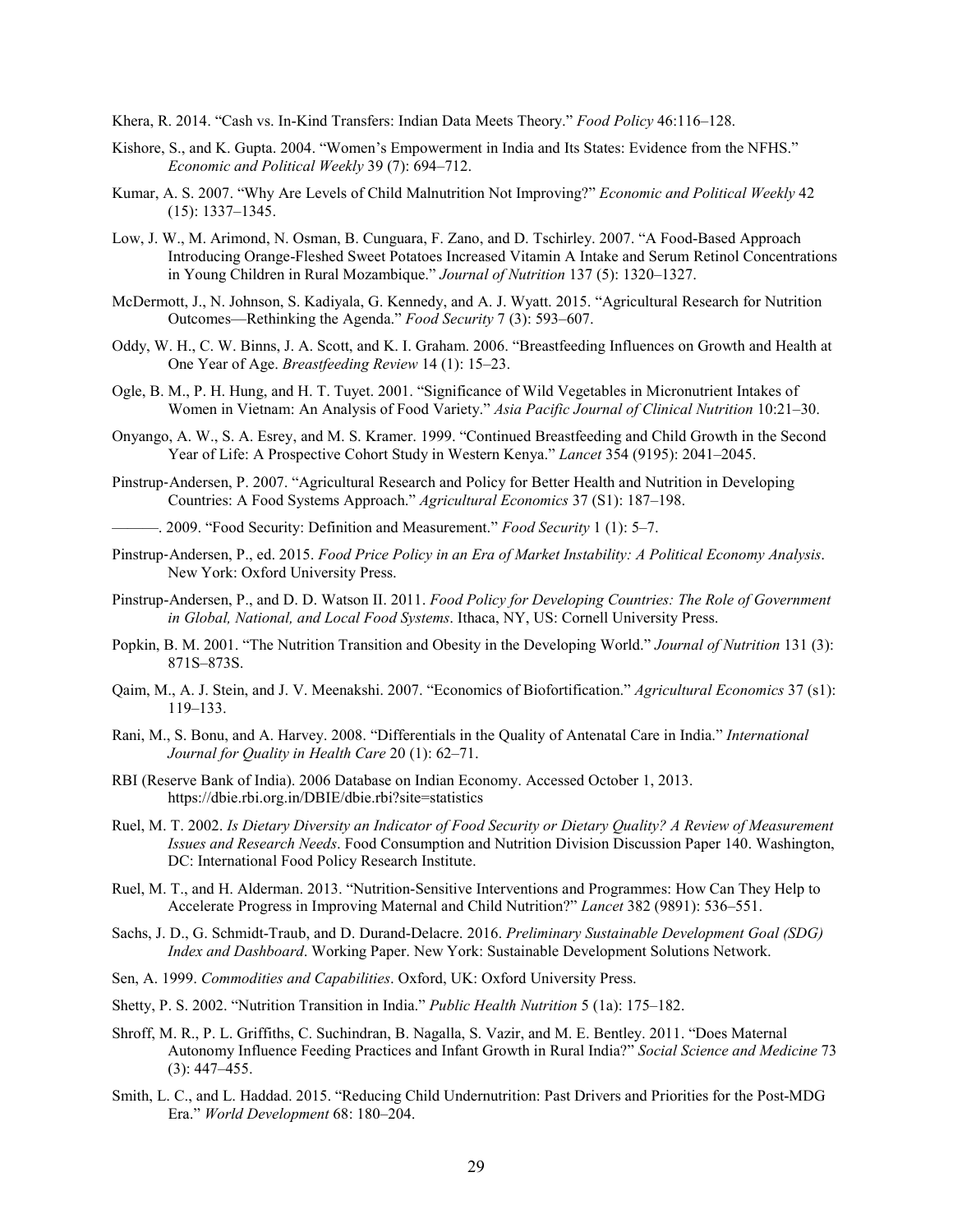Khera, R. 2014. "Cash vs. In-Kind Transfers: Indian Data Meets Theory." *Food Policy* 46:116–128.

Kishore, S., and K. Gupta. 2004. "Women's Empowerment in India and Its States: Evidence from the NFHS." *Economic and Political Weekly* 39 (7): 694–712.

Kumar, A. S. 2007. "Why Are Levels of Child Malnutrition Not Improving?" *Economic and Political Weekly* 42 (15): 1337–1345.

Low, J. W., M. Arimond, N. Osman, B. Cunguara, F. Zano, and D. Tschirley. 2007. "A Food-Based Approach Introducing Orange-Fleshed Sweet Potatoes Increased Vitamin A Intake and Serum Retinol Concentrations in Young Children in Rural Mozambique." *Journal of Nutrition* 137 (5): 1320–1327.

McDermott, J., N. Johnson, S. Kadiyala, G. Kennedy, and A. J. Wyatt. 2015. "Agricultural Research for Nutrition Outcomes—Rethinking the Agenda." *Food Security* 7 (3): 593–607.

Oddy, W. H., C. W. Binns, J. A. Scott, and K. I. Graham. 2006. "Breastfeeding Influences on Growth and Health at One Year of Age. *Breastfeeding Review* 14 (1): 15–23.

Ogle, B. M., P. H. Hung, and H. T. Tuyet. 2001. "Significance of Wild Vegetables in Micronutrient Intakes of Women in Vietnam: An Analysis of Food Variety." *Asia Pacific Journal of Clinical Nutrition* 10:21–30.

Onyango, A. W., S. A. Esrey, and M. S. Kramer. 1999. "Continued Breastfeeding and Child Growth in the Second Year of Life: A Prospective Cohort Study in Western Kenya." *Lancet* 354 (9195): 2041–2045.

Pinstrup-Andersen, P. 2007. "Agricultural Research and Policy for Better Health and Nutrition in Developing Countries: A Food Systems Approach." *Agricultural Economics* 37 (S1): 187–198.

———. 2009. "Food Security: Definition and Measurement." *Food Security* 1 (1): 5–7.

Pinstrup-Andersen, P., ed. 2015. *Food Price Policy in an Era of Market Instability: A Political Economy Analysis*. New York: Oxford University Press.

Pinstrup-Andersen, P., and D. D. Watson II. 2011. *Food Policy for Developing Countries: The Role of Government in Global, National, and Local Food Systems*. Ithaca, NY, US: Cornell University Press.

Popkin, B. M. 2001. "The Nutrition Transition and Obesity in the Developing World." *Journal of Nutrition* 131 (3): 871S–873S.

Qaim, M., A. J. Stein, and J. V. Meenakshi. 2007. "Economics of Biofortification." *Agricultural Economics* 37 (s1): 119–133.

Rani, M., S. Bonu, and A. Harvey. 2008. "Differentials in the Quality of Antenatal Care in India." *International Journal for Quality in Health Care* 20 (1): 62–71.

RBI (Reserve Bank of India). 2006 Database on Indian Economy. Accessed October 1, 2013. https://dbie.rbi.org.in/DBIE/dbie.rbi?site=statistics

Ruel, M. T. 2002. *Is Dietary Diversity an Indicator of Food Security or Dietary Quality? A Review of Measurement Issues and Research Needs*. Food Consumption and Nutrition Division Discussion Paper 140. Washington, DC: International Food Policy Research Institute.

Ruel, M. T., and H. Alderman. 2013. "Nutrition-Sensitive Interventions and Programmes: How Can They Help to Accelerate Progress in Improving Maternal and Child Nutrition?" *Lancet* 382 (9891): 536–551.

Sachs, J. D., G. Schmidt-Traub, and D. Durand-Delacre. 2016. *Preliminary Sustainable Development Goal (SDG) Index and Dashboard*. Working Paper. New York: Sustainable Development Solutions Network.

Sen, A. 1999. *Commodities and Capabilities*. Oxford, UK: Oxford University Press.

Shetty, P. S. 2002. "Nutrition Transition in India." *Public Health Nutrition* 5 (1a): 175–182.

Shroff, M. R., P. L. Griffiths, C. Suchindran, B. Nagalla, S. Vazir, and M. E. Bentley. 2011. "Does Maternal Autonomy Influence Feeding Practices and Infant Growth in Rural India?" *Social Science and Medicine* 73 (3): 447–455.

Smith, L. C., and L. Haddad. 2015. "Reducing Child Undernutrition: Past Drivers and Priorities for the Post-MDG Era." *World Development* 68: 180–204.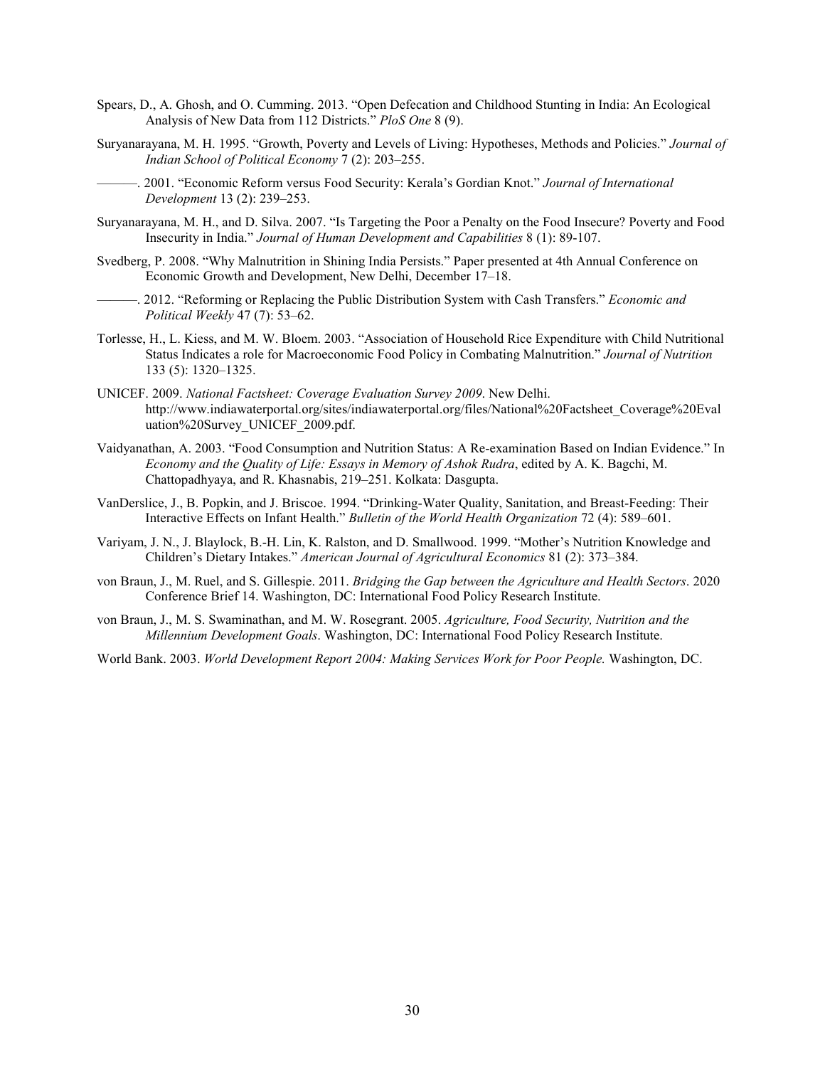Spears, D., A. Ghosh, and O. Cumming. 2013. "Open Defecation and Childhood Stunting in India: An Ecological Analysis of New Data from 112 Districts." *PloS One* 8 (9).

Suryanarayana, M. H. 1995. "Growth, Poverty and Levels of Living: Hypotheses, Methods and Policies." *Journal of Indian School of Political Economy* 7 (2): 203–255.

———. 2001. "Economic Reform versus Food Security: Kerala's Gordian Knot." *Journal of International Development* 13 (2): 239–253.

Suryanarayana, M. H., and D. Silva. 2007. "Is Targeting the Poor a Penalty on the Food Insecure? Poverty and Food Insecurity in India." *Journal of Human Development and Capabilities* 8 (1): 89-107.

Svedberg, P. 2008. "Why Malnutrition in Shining India Persists." Paper presented at 4th Annual Conference on Economic Growth and Development, New Delhi, December 17–18.

———. 2012. "Reforming or Replacing the Public Distribution System with Cash Transfers." *Economic and Political Weekly* 47 (7): 53–62.

Torlesse, H., L. Kiess, and M. W. Bloem. 2003. "Association of Household Rice Expenditure with Child Nutritional Status Indicates a role for Macroeconomic Food Policy in Combating Malnutrition." *Journal of Nutrition* 133 (5): 1320–1325.

UNICEF. 2009. *National Factsheet: Coverage Evaluation Survey 2009*. New Delhi. http://www.indiawaterportal.org/sites/indiawaterportal.org/files/National%20Factsheet_Coverage%20Evaluation%20Survey_UNICEF_2009.pdf.

Vaidyanathan, A. 2003. "Food Consumption and Nutrition Status: A Re-examination Based on Indian Evidence." In *Economy and the Quality of Life: Essays in Memory of Ashok Rudra*, edited by A. K. Bagchi, M. Chattopadhyaya, and R. Khasnabis, 219–251. Kolkata: Dasgupta.

VanDerslice, J., B. Popkin, and J. Briscoe. 1994. "Drinking-Water Quality, Sanitation, and Breast-Feeding: Their Interactive Effects on Infant Health." *Bulletin of the World Health Organization* 72 (4): 589–601.

Variyam, J. N., J. Blaylock, B.-H. Lin, K. Ralston, and D. Smallwood. 1999. "Mother's Nutrition Knowledge and Children's Dietary Intakes." *American Journal of Agricultural Economics* 81 (2): 373–384.

von Braun, J., M. Ruel, and S. Gillespie. 2011. *Bridging the Gap between the Agriculture and Health Sectors*. 2020 Conference Brief 14. Washington, DC: International Food Policy Research Institute.

von Braun, J., M. S. Swaminathan, and M. W. Rosegrant. 2005. *Agriculture, Food Security, Nutrition and the Millennium Development Goals*. Washington, DC: International Food Policy Research Institute.

World Bank. 2003. *World Development Report 2004: Making Services Work for Poor People.* Washington, DC.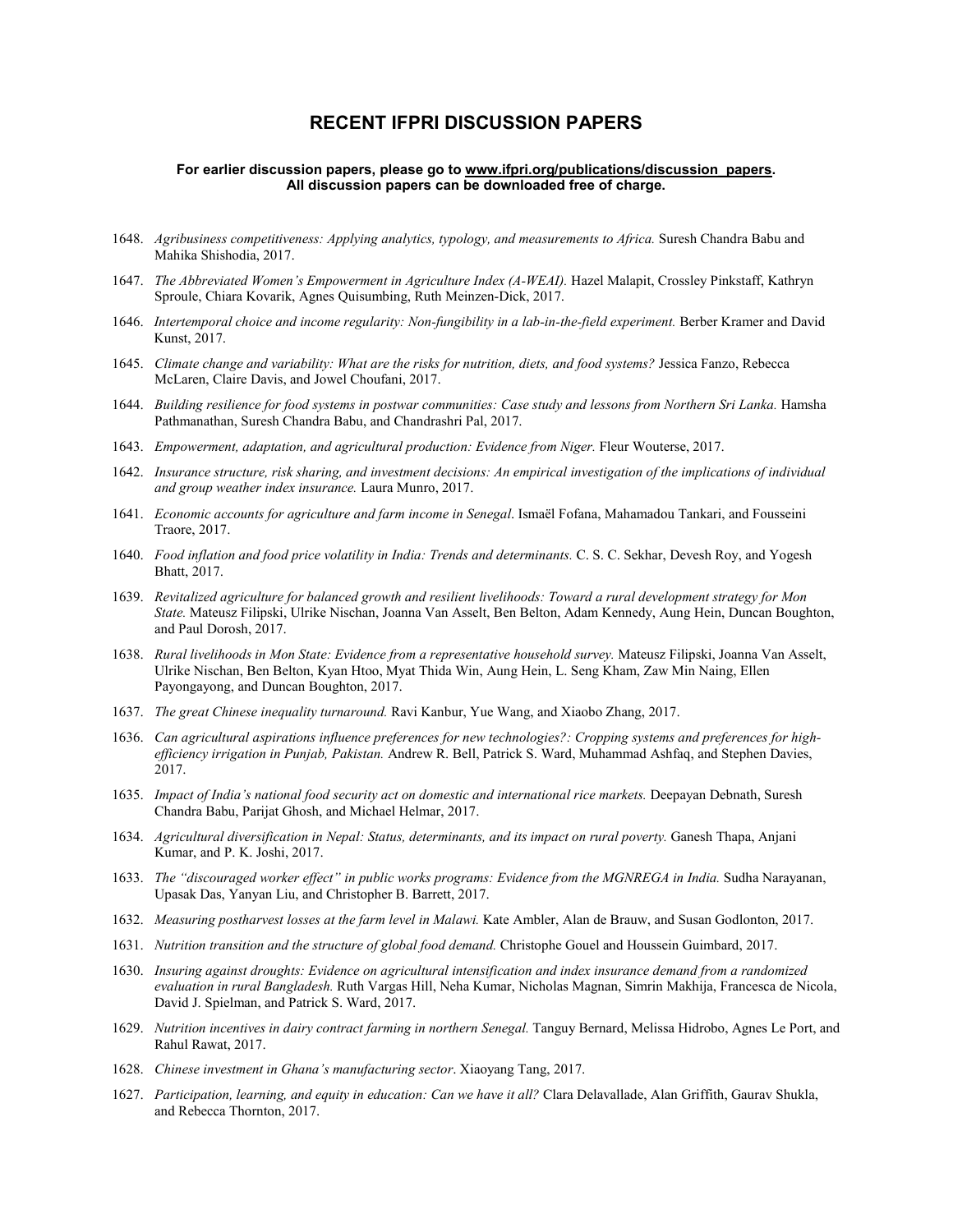# RECENT IFPRI DISCUSSION PAPERS

**For earlier discussion papers, please go to [www.ifpri.org/publications/discussion_papers](www.ifpri.org/publications/discussion_papers).**
**All discussion papers can be downloaded free of charge.**

1648. *Agribusiness competitiveness: Applying analytics, typology, and measurements to Africa.* Suresh Chandra Babu and Mahika Shishodia, 2017.

1647. *The Abbreviated Women's Empowerment in Agriculture Index (A-WEAI).* Hazel Malapit, Crossley Pinkstaff, Kathryn Sproule, Chiara Kovarik, Agnes Quisumbing, Ruth Meinzen-Dick, 2017.

1646. *Intertemporal choice and income regularity: Non-fungibility in a lab-in-the-field experiment.* Berber Kramer and David Kunst, 2017.

1645. *Climate change and variability: What are the risks for nutrition, diets, and food systems?* Jessica Fanzo, Rebecca McLaren, Claire Davis, and Jowel Choufani, 2017.

1644. *Building resilience for food systems in postwar communities: Case study and lessons from Northern Sri Lanka.* Hamsha Pathmanathan, Suresh Chandra Babu, and Chandrashri Pal, 2017.

1643. *Empowerment, adaptation, and agricultural production: Evidence from Niger.* Fleur Wouterse, 2017.

1642. *Insurance structure, risk sharing, and investment decisions: An empirical investigation of the implications of individual and group weather index insurance.* Laura Munro, 2017.

1641. *Economic accounts for agriculture and farm income in Senegal*. Ismaël Fofana, Mahamadou Tankari, and Fousseini Traore, 2017.

1640. *Food inflation and food price volatility in India: Trends and determinants.* C. S. C. Sekhar, Devesh Roy, and Yogesh Bhatt, 2017.

1639. *Revitalized agriculture for balanced growth and resilient livelihoods: Toward a rural development strategy for Mon State.* Mateusz Filipski, Ulrike Nischan, Joanna Van Asselt, Ben Belton, Adam Kennedy, Aung Hein, Duncan Boughton, and Paul Dorosh, 2017.

1638. *Rural livelihoods in Mon State: Evidence from a representative household survey.* Mateusz Filipski, Joanna Van Asselt, Ulrike Nischan, Ben Belton, Kyan Htoo, Myat Thida Win, Aung Hein, L. Seng Kham, Zaw Min Naing, Ellen Payongayong, and Duncan Boughton, 2017.

1637. *The great Chinese inequality turnaround.* Ravi Kanbur, Yue Wang, and Xiaobo Zhang, 2017.

1636. *Can agricultural aspirations influence preferences for new technologies?: Cropping systems and preferences for high-efficiency irrigation in Punjab, Pakistan.* Andrew R. Bell, Patrick S. Ward, Muhammad Ashfaq, and Stephen Davies, 2017.

1635. *Impact of India's national food security act on domestic and international rice markets.* Deepayan Debnath, Suresh Chandra Babu, Parijat Ghosh, and Michael Helmar, 2017.

1634. *Agricultural diversification in Nepal: Status, determinants, and its impact on rural poverty.* Ganesh Thapa, Anjani Kumar, and P. K. Joshi, 2017.

1633. *The "discouraged worker effect" in public works programs: Evidence from the MGNREGA in India.* Sudha Narayanan, Upasak Das, Yanyan Liu, and Christopher B. Barrett, 2017.

1632. *Measuring postharvest losses at the farm level in Malawi.* Kate Ambler, Alan de Brauw, and Susan Godlonton, 2017.

1631. *Nutrition transition and the structure of global food demand.* Christophe Gouel and Houssein Guimbard, 2017.

1630. *Insuring against droughts: Evidence on agricultural intensification and index insurance demand from a randomized evaluation in rural Bangladesh.* Ruth Vargas Hill, Neha Kumar, Nicholas Magnan, Simrin Makhija, Francesca de Nicola, David J. Spielman, and Patrick S. Ward, 2017.

1629. *Nutrition incentives in dairy contract farming in northern Senegal.* Tanguy Bernard, Melissa Hidrobo, Agnes Le Port, and Rahul Rawat, 2017.

1628. *Chinese investment in Ghana's manufacturing sector*. Xiaoyang Tang, 2017.

1627. *Participation, learning, and equity in education: Can we have it all?* Clara Delavallade, Alan Griffith, Gaurav Shukla, and Rebecca Thornton, 2017.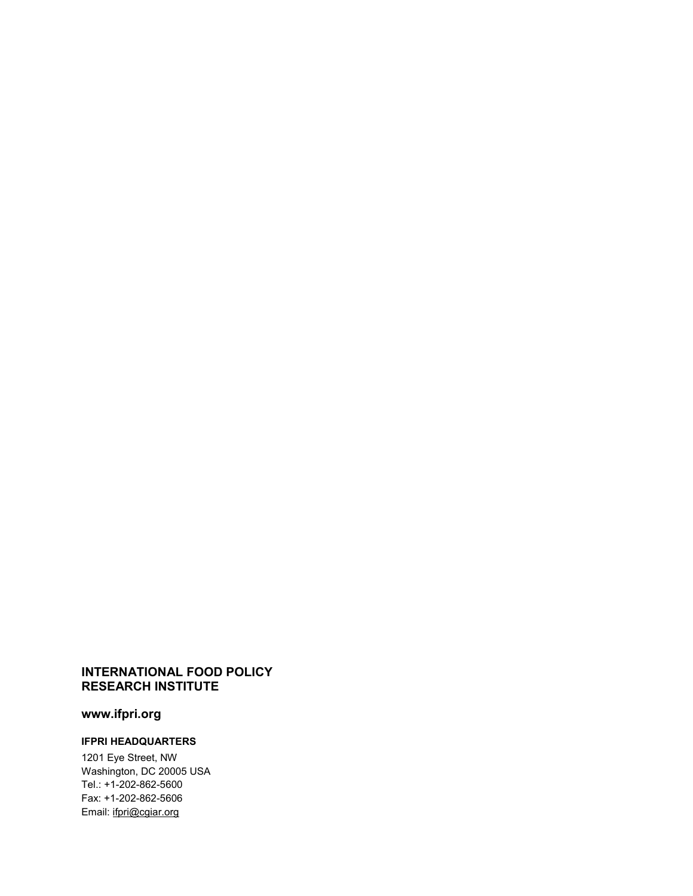**INTERNATIONAL FOOD POLICY RESEARCH INSTITUTE**

**www.ifpri.org**

**IFPRI HEADQUARTERS**

1201 Eye Street, NW
Washington, DC 20005 USA
Tel.: +1-202-862-5600
Fax: +1-202-862-5606
Email: ifpri@cgiar.org